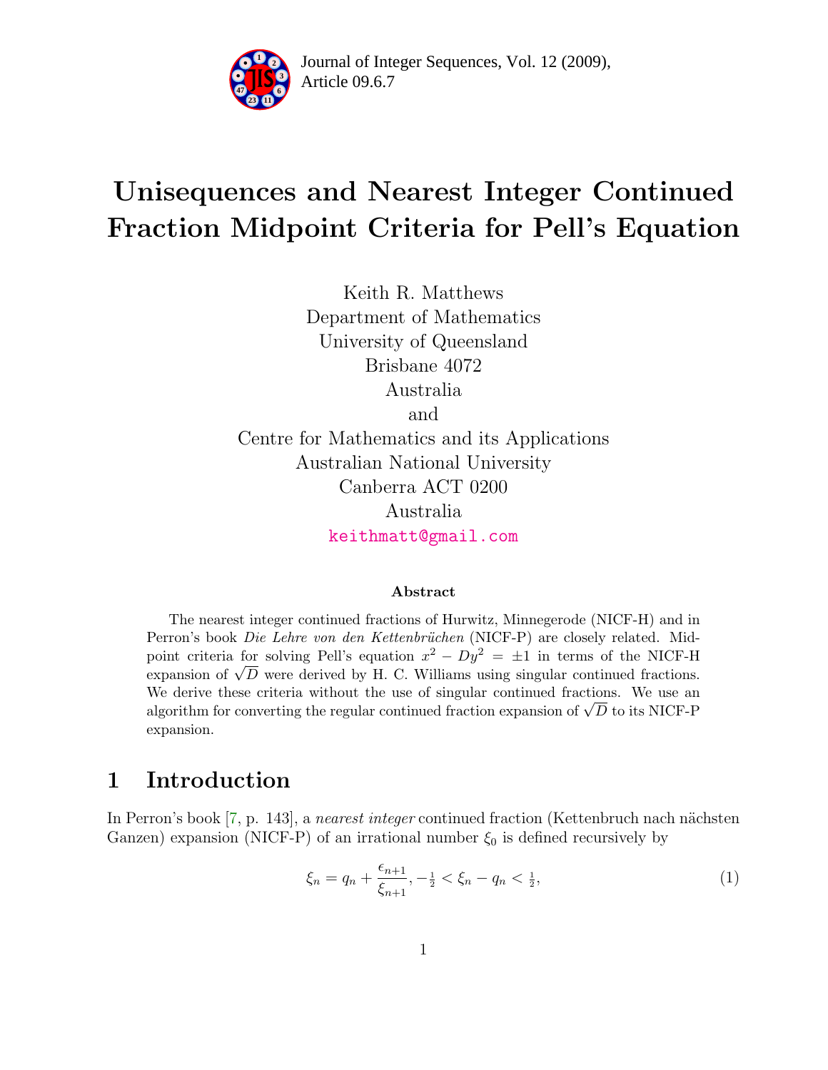# Unisequences and Nearest Integer Continued Fraction Midpoint Criteria for Pell's Equation

Keith R. Matthews
Department of Mathematics
University of Queensland
Brisbane 4072
Australia
and
Centre for Mathematics and its Applications
Australian National University
Canberra ACT 0200
Australia
keithmatt@gmail.com

### Abstract

The nearest integer continued fractions of Hurwitz, Minnegerode (NICF-H) and in Perron's book *Die Lehre von den Kettenbrüchen* (NICF-P) are closely related. Midpoint criteria for solving Pell's equation $x^2 - Dy^2 = \pm 1$ in terms of the NICF-H expansion of $\sqrt{D}$ were derived by H. C. Williams using singular continued fractions. We derive these criteria without the use of singular continued fractions. We use an algorithm for converting the regular continued fraction expansion of $\sqrt{D}$ to its NICF-P expansion.

## 1 Introduction

In Perron's book [7, p. 143], a *nearest integer* continued fraction (Kettenbruch nach nächsten Ganzen) expansion (NICF-P) of an irrational number $\xi_0$ is defined recursively by

$$\xi_n = q_n + \frac{\epsilon_{n+1}}{\xi_{n+1}}, -\tfrac{1}{2} < \xi_n - q_n < \tfrac{1}{2}, \tag{1}$$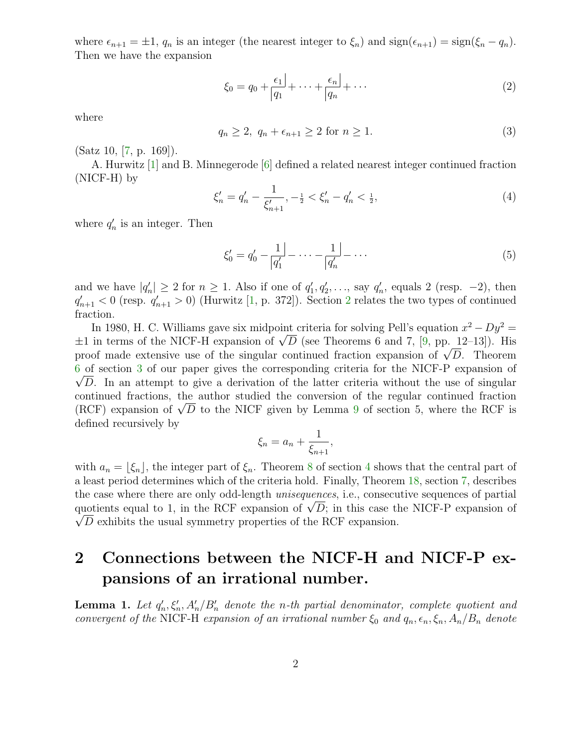where $\epsilon_{n+1} = \pm 1$, $q_n$ is an integer (the nearest integer to $\xi_n$) and $\text{sign}(\epsilon_{n+1}) = \text{sign}(\xi_n - q_n)$. Then we have the expansion

$$\xi_0 = q_0 + \frac{\epsilon_1|}{|q_1} + \cdots + \frac{\epsilon_n|}{|q_n} + \cdots \tag{2}$$

where

$$q_n \geq 2,\ q_n + \epsilon_{n+1} \geq 2 \text{ for } n \geq 1. \tag{3}$$

(Satz 10, [7, p. 169]).

A. Hurwitz [1] and B. Minnegerode [6] defined a related nearest integer continued fraction (NICF-H) by

$$\xi_n' = q_n' - \frac{1}{\xi_{n+1}'}, -\tfrac{1}{2} < \xi_n' - q_n' < \tfrac{1}{2}, \tag{4}$$

where $q_n'$ is an integer. Then

$$\xi_0' = q_0' - \frac{1|}{|q_1'} - \cdots - \frac{1|}{|q_n'} - \cdots \tag{5}$$

and we have $|q_n'| \geq 2$ for $n \geq 1$. Also if one of $q_1', q_2', \ldots$, say $q_n'$, equals 2 (resp. $-2$), then $q_{n+1}' < 0$ (resp. $q_{n+1}' > 0$) (Hurwitz [1, p. 372]). Section 2 relates the two types of continued fraction.

In 1980, H. C. Williams gave six midpoint criteria for solving Pell's equation $x^2 - Dy^2 = \pm 1$ in terms of the NICF-H expansion of $\sqrt{D}$ (see Theorems 6 and 7, [9, pp. 12–13]). His proof made extensive use of the singular continued fraction expansion of $\sqrt{D}$. Theorem 6 of section 3 of our paper gives the corresponding criteria for the NICF-P expansion of $\sqrt{D}$. In an attempt to give a derivation of the latter criteria without the use of singular continued fractions, the author studied the conversion of the regular continued fraction (RCF) expansion of $\sqrt{D}$ to the NICF given by Lemma 9 of section 5, where the RCF is defined recursively by

$$\xi_n = a_n + \frac{1}{\xi_{n+1}},$$

with $a_n = \lfloor \xi_n \rfloor$, the integer part of $\xi_n$. Theorem 8 of section 4 shows that the central part of a least period determines which of the criteria hold. Finally, Theorem 18, section 7, describes the case where there are only odd-length *unisequences*, i.e., consecutive sequences of partial quotients equal to 1, in the RCF expansion of $\sqrt{D}$; in this case the NICF-P expansion of $\sqrt{D}$ exhibits the usual symmetry properties of the RCF expansion.

## 2 Connections between the NICF-H and NICF-P expansions of an irrational number.

**Lemma 1.** *Let $q_n', \xi_n', A_n'/B_n'$ denote the n-th partial denominator, complete quotient and convergent of the* NICF-H *expansion of an irrational number $\xi_0$ and $q_n, \epsilon_n, \xi_n, A_n/B_n$ denote*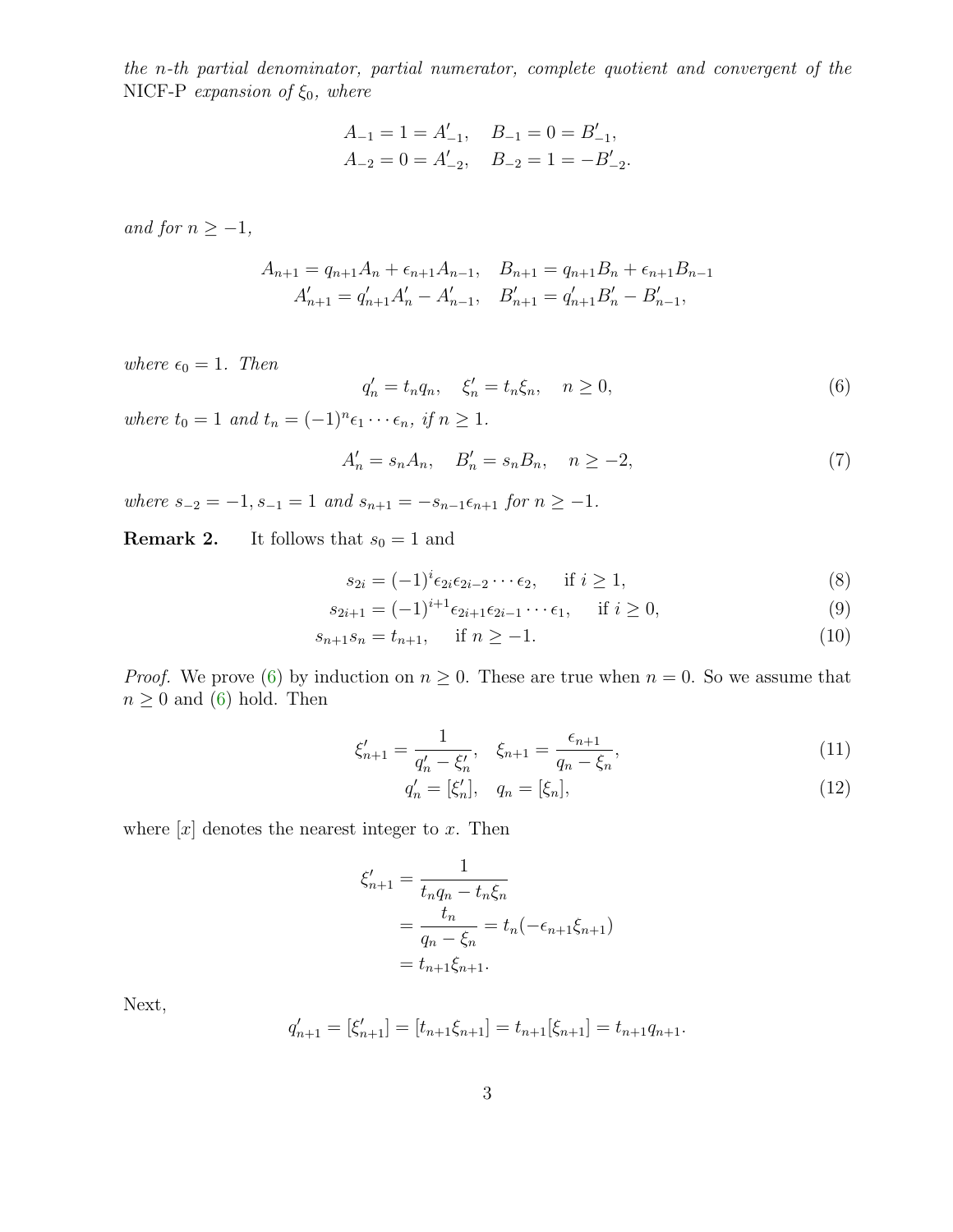*the n-th partial denominator, partial numerator, complete quotient and convergent of the* NICF-P *expansion of* $\xi_0$*, where*

$$A_{-1} = 1 = A'_{-1}, \quad B_{-1} = 0 = B'_{-1},$$
$$A_{-2} = 0 = A'_{-2}, \quad B_{-2} = 1 = -B'_{-2}.$$

*and for* $n \geq -1$*,*

$$A_{n+1} = q_{n+1}A_n + \epsilon_{n+1}A_{n-1}, \quad B_{n+1} = q_{n+1}B_n + \epsilon_{n+1}B_{n-1}$$
$$A'_{n+1} = q'_{n+1}A'_n - A'_{n-1}, \quad B'_{n+1} = q'_{n+1}B'_n - B'_{n-1},$$

*where* $\epsilon_0 = 1$*. Then*

$$q'_n = t_n q_n, \quad \xi'_n = t_n \xi_n, \quad n \geq 0, \tag{6}$$

*where* $t_0 = 1$ *and* $t_n = (-1)^n \epsilon_1 \cdots \epsilon_n$*, if* $n \geq 1$*.*

$$A'_n = s_n A_n, \quad B'_n = s_n B_n, \quad n \geq -2, \tag{7}$$

*where* $s_{-2} = -1, s_{-1} = 1$ *and* $s_{n+1} = -s_{n-1}\epsilon_{n+1}$ *for* $n \geq -1$*.*

**Remark 2.** It follows that $s_0 = 1$ and

$$s_{2i} = (-1)^i \epsilon_{2i}\epsilon_{2i-2} \cdots \epsilon_2, \quad \text{if } i \geq 1, \tag{8}$$
$$s_{2i+1} = (-1)^{i+1} \epsilon_{2i+1}\epsilon_{2i-1} \cdots \epsilon_1, \quad \text{if } i \geq 0, \tag{9}$$
$$s_{n+1}s_n = t_{n+1}, \quad \text{if } n \geq -1. \tag{10}$$

*Proof.* We prove (6) by induction on $n \geq 0$. These are true when $n = 0$. So we assume that $n \geq 0$ and (6) hold. Then

$$\xi'_{n+1} = \frac{1}{q'_n - \xi'_n}, \quad \xi_{n+1} = \frac{\epsilon_{n+1}}{q_n - \xi_n}, \tag{11}$$
$$q'_n = [\xi'_n], \quad q_n = [\xi_n], \tag{12}$$

where $[x]$ denotes the nearest integer to $x$. Then

$$\begin{aligned}
\xi'_{n+1} &= \frac{1}{t_n q_n - t_n \xi_n} \\
&= \frac{t_n}{q_n - \xi_n} = t_n(-\epsilon_{n+1}\xi_{n+1}) \\
&= t_{n+1}\xi_{n+1}.
\end{aligned}$$

Next,

$$q'_{n+1} = [\xi'_{n+1}] = [t_{n+1}\xi_{n+1}] = t_{n+1}[\xi_{n+1}] = t_{n+1}q_{n+1}.$$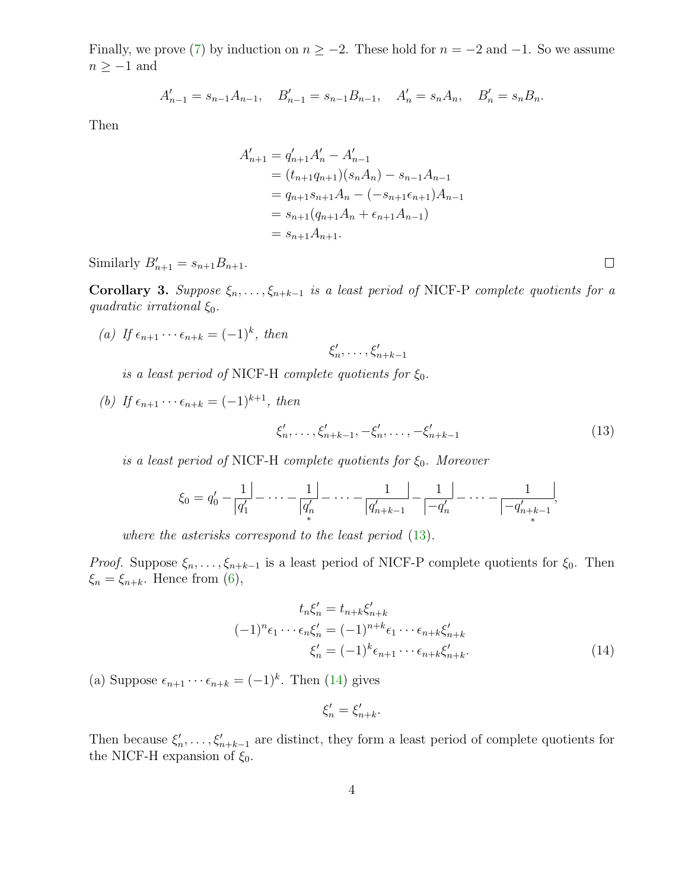Finally, we prove (7) by induction on $n \geq -2$. These hold for $n = -2$ and $-1$. So we assume $n \geq -1$ and

$$A'_{n-1} = s_{n-1}A_{n-1}, \quad B'_{n-1} = s_{n-1}B_{n-1}, \quad A'_n = s_nA_n, \quad B'_n = s_nB_n.$$

Then

$$\begin{aligned}
A'_{n+1} &= q'_{n+1}A'_n - A'_{n-1} \\
&= (t_{n+1}q_{n+1})(s_nA_n) - s_{n-1}A_{n-1} \\
&= q_{n+1}s_{n+1}A_n - (-s_{n+1}\epsilon_{n+1})A_{n-1} \\
&= s_{n+1}(q_{n+1}A_n + \epsilon_{n+1}A_{n-1}) \\
&= s_{n+1}A_{n+1}.
\end{aligned}$$

Similarly $B'_{n+1} = s_{n+1}B_{n+1}$. ∎

**Corollary 3.** *Suppose $\xi_n, \ldots, \xi_{n+k-1}$ is a least period of* NICF-P *complete quotients for a quadratic irrational $\xi_0$.*

*(a) If $\epsilon_{n+1} \cdots \epsilon_{n+k} = (-1)^k$, then*

$$\xi'_n, \ldots, \xi'_{n+k-1}$$

*is a least period of* NICF-H *complete quotients for $\xi_0$.*

*(b) If $\epsilon_{n+1} \cdots \epsilon_{n+k} = (-1)^{k+1}$, then*

$$\xi'_n, \ldots, \xi'_{n+k-1}, -\xi'_n, \ldots, -\xi'_{n+k-1} \tag{13}$$

*is a least period of* NICF-H *complete quotients for $\xi_0$. Moreover*

$$\xi_0 = q'_0 - \frac{1}{|q'_1} - \cdots - \frac{1}{|\underset{*}{q'_n}} - \cdots - \frac{1}{|q'_{n+k-1}} - \frac{1}{|-q'_n} - \cdots - \frac{1}{|\underset{*}{-q'_{n+k-1}}},$$

*where the asterisks correspond to the least period (13).*

*Proof.* Suppose $\xi_n, \ldots, \xi_{n+k-1}$ is a least period of NICF-P complete quotients for $\xi_0$. Then $\xi_n = \xi_{n+k}$. Hence from (6),

$$\begin{aligned}
t_n\xi'_n &= t_{n+k}\xi'_{n+k} \\
(-1)^n\epsilon_1 \cdots \epsilon_n\xi'_n &= (-1)^{n+k}\epsilon_1 \cdots \epsilon_{n+k}\xi'_{n+k} \\
\xi'_n &= (-1)^k\epsilon_{n+1} \cdots \epsilon_{n+k}\xi'_{n+k}.
\end{aligned} \tag{14}$$

(a) Suppose $\epsilon_{n+1} \cdots \epsilon_{n+k} = (-1)^k$. Then (14) gives

$$\xi'_n = \xi'_{n+k}.$$

Then because $\xi'_n, \ldots, \xi'_{n+k-1}$ are distinct, they form a least period of complete quotients for the NICF-H expansion of $\xi_0$.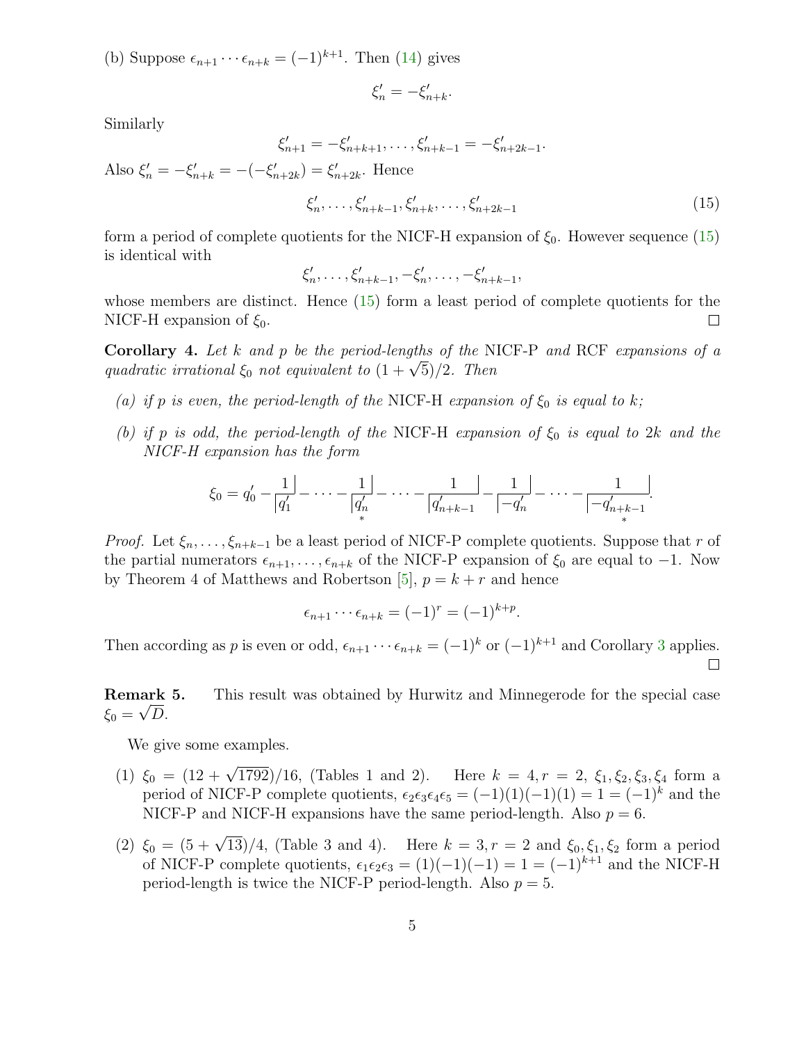(b) Suppose $\epsilon_{n+1} \cdots \epsilon_{n+k} = (-1)^{k+1}$. Then (14) gives

$$\xi'_n = -\xi'_{n+k}.$$

Similarly

$$\xi'_{n+1} = -\xi'_{n+k+1}, \ldots, \xi'_{n+k-1} = -\xi'_{n+2k-1}.$$

Also $\xi'_n = -\xi'_{n+k} = -(-\xi'_{n+2k}) = \xi'_{n+2k}$. Hence

$$\xi'_n, \ldots, \xi'_{n+k-1}, \xi'_{n+k}, \ldots, \xi'_{n+2k-1} \tag{15}$$

form a period of complete quotients for the NICF-H expansion of $\xi_0$. However sequence (15) is identical with

$$\xi'_n, \ldots, \xi'_{n+k-1}, -\xi'_n, \ldots, -\xi'_{n+k-1},$$

whose members are distinct. Hence (15) form a least period of complete quotients for the NICF-H expansion of $\xi_0$. □

**Corollary 4.** *Let $k$ and $p$ be the period-lengths of the* NICF-P *and* RCF *expansions of a quadratic irrational $\xi_0$ not equivalent to $(1+\sqrt{5})/2$. Then*

*(a) if $p$ is even, the period-length of the* NICF-H *expansion of $\xi_0$ is equal to $k$;*

*(b) if $p$ is odd, the period-length of the* NICF-H *expansion of $\xi_0$ is equal to $2k$ and the NICF-H expansion has the form*

$$\xi_0 = q'_0 - \frac{1|}{|q'_1} - \cdots - \frac{1|}{|\underset{*}{q'_n}} - \cdots - \frac{1|}{|q'_{n+k-1}} - \frac{1|}{|-q'_n} - \cdots - \frac{1|}{|\underset{*}{-q'_{n+k-1}}}.$$

*Proof.* Let $\xi_n, \ldots, \xi_{n+k-1}$ be a least period of NICF-P complete quotients. Suppose that $r$ of the partial numerators $\epsilon_{n+1}, \ldots, \epsilon_{n+k}$ of the NICF-P expansion of $\xi_0$ are equal to $-1$. Now by Theorem 4 of Matthews and Robertson [5], $p = k + r$ and hence

$$\epsilon_{n+1} \cdots \epsilon_{n+k} = (-1)^r = (-1)^{k+p}.$$

Then according as $p$ is even or odd, $\epsilon_{n+1} \cdots \epsilon_{n+k} = (-1)^k$ or $(-1)^{k+1}$ and Corollary 3 applies. □

**Remark 5.** This result was obtained by Hurwitz and Minnegerode for the special case $\xi_0 = \sqrt{D}$.

We give some examples.

(1) $\xi_0 = (12 + \sqrt{1792})/16$, (Tables 1 and 2). Here $k = 4, r = 2$, $\xi_1, \xi_2, \xi_3, \xi_4$ form a period of NICF-P complete quotients, $\epsilon_2\epsilon_3\epsilon_4\epsilon_5 = (-1)(1)(-1)(1) = 1 = (-1)^k$ and the NICF-P and NICF-H expansions have the same period-length. Also $p = 6$.

(2) $\xi_0 = (5 + \sqrt{13})/4$, (Table 3 and 4). Here $k = 3, r = 2$ and $\xi_0, \xi_1, \xi_2$ form a period of NICF-P complete quotients, $\epsilon_1\epsilon_2\epsilon_3 = (1)(-1)(-1) = 1 = (-1)^{k+1}$ and the NICF-H period-length is twice the NICF-P period-length. Also $p = 5$.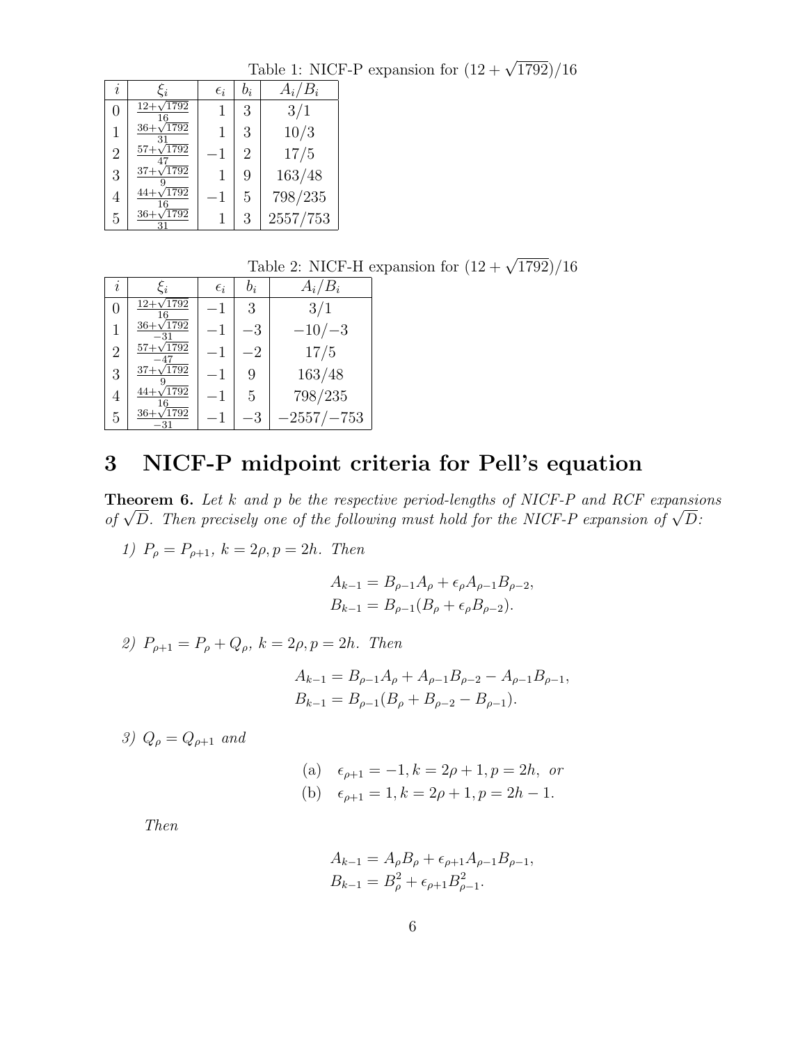Table 1: NICF-P expansion for $(12+\sqrt{1792})/16$

| $i$ | $\xi_i$ | $\epsilon_i$ | $b_i$ | $A_i/B_i$ |
|---|---|---|---|---|
| 0 | $\frac{12+\sqrt{1792}}{16}$ | 1 | 3 | 3/1 |
| 1 | $\frac{36+\sqrt{1792}}{31}$ | 1 | 3 | 10/3 |
| 2 | $\frac{57+\sqrt{1792}}{47}$ | $-1$ | 2 | 17/5 |
| 3 | $\frac{37+\sqrt{1792}}{9}$ | 1 | 9 | 163/48 |
| 4 | $\frac{44+\sqrt{1792}}{16}$ | $-1$ | 5 | 798/235 |
| 5 | $\frac{36+\sqrt{1792}}{31}$ | 1 | 3 | 2557/753 |

Table 2: NICF-H expansion for $(12+\sqrt{1792})/16$

| $i$ | $\xi_i$ | $\epsilon_i$ | $b_i$ | $A_i/B_i$ |
|---|---|---|---|---|
| 0 | $\frac{12+\sqrt{1792}}{16}$ | $-1$ | 3 | 3/1 |
| 1 | $\frac{36+\sqrt{1792}}{-31}$ | $-1$ | $-3$ | $-10/-3$ |
| 2 | $\frac{57+\sqrt{1792}}{-47}$ | $-1$ | $-2$ | 17/5 |
| 3 | $\frac{37+\sqrt{1792}}{9}$ | $-1$ | 9 | 163/48 |
| 4 | $\frac{44+\sqrt{1792}}{16}$ | $-1$ | 5 | 798/235 |
| 5 | $\frac{36+\sqrt{1792}}{-31}$ | $-1$ | $-3$ | $-2557/-753$ |

## 3 NICF-P midpoint criteria for Pell's equation

**Theorem 6.** *Let $k$ and $p$ be the respective period-lengths of NICF-P and RCF expansions of $\sqrt{D}$. Then precisely one of the following must hold for the NICF-P expansion of $\sqrt{D}$:*

*1) $P_\rho = P_{\rho+1}$, $k = 2\rho, p = 2h$. Then*

$$A_{k-1} = B_{\rho-1}A_\rho + \epsilon_\rho A_{\rho-1}B_{\rho-2},$$
$$B_{k-1} = B_{\rho-1}(B_\rho + \epsilon_\rho B_{\rho-2}).$$

*2) $P_{\rho+1} = P_\rho + Q_\rho$, $k = 2\rho, p = 2h$. Then*

$$A_{k-1} = B_{\rho-1}A_\rho + A_{\rho-1}B_{\rho-2} - A_{\rho-1}B_{\rho-1},$$
$$B_{k-1} = B_{\rho-1}(B_\rho + B_{\rho-2} - B_{\rho-1}).$$

*3) $Q_\rho = Q_{\rho+1}$ and*

$$\text{(a)} \quad \epsilon_{\rho+1} = -1, k = 2\rho + 1, p = 2h, \text{ or}$$
$$\text{(b)} \quad \epsilon_{\rho+1} = 1, k = 2\rho + 1, p = 2h - 1.$$

*Then*

$$A_{k-1} = A_\rho B_\rho + \epsilon_{\rho+1}A_{\rho-1}B_{\rho-1},$$
$$B_{k-1} = B_\rho^2 + \epsilon_{\rho+1}B_{\rho-1}^2.$$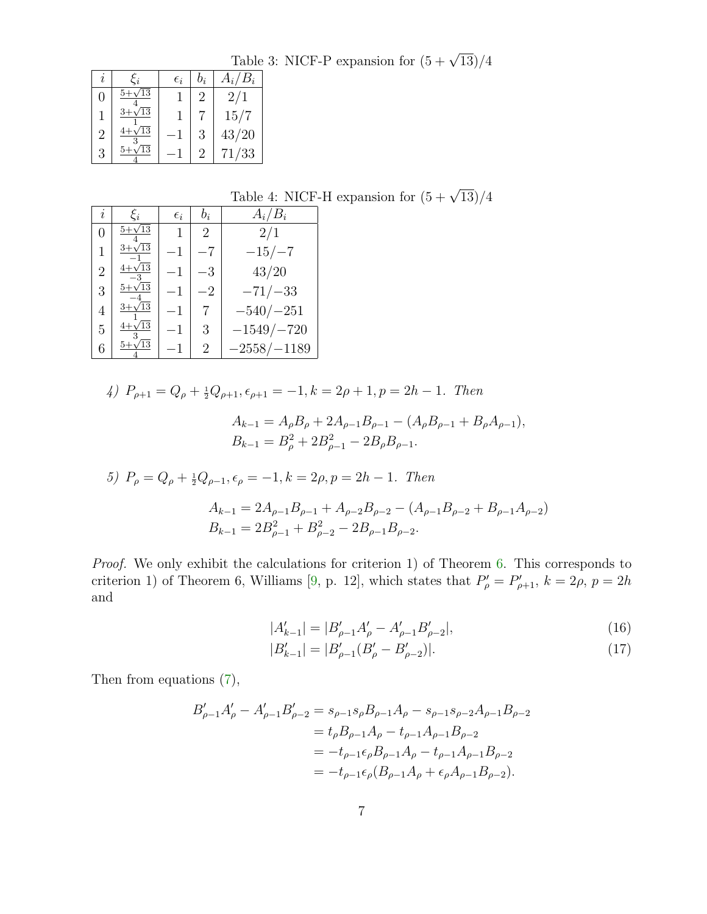Table 3: NICF-P expansion for $(5+\sqrt{13})/4$

| $i$ | $\xi_i$ | $\epsilon_i$ | $b_i$ | $A_i/B_i$ |
|---|---|---|---|---|
| 0 | $\frac{5+\sqrt{13}}{4}$ | 1 | 2 | 2/1 |
| 1 | $\frac{3+\sqrt{13}}{1}$ | 1 | 7 | 15/7 |
| 2 | $\frac{4+\sqrt{13}}{3}$ | $-1$ | 3 | 43/20 |
| 3 | $\frac{5+\sqrt{13}}{4}$ | $-1$ | 2 | 71/33 |

Table 4: NICF-H expansion for $(5+\sqrt{13})/4$

| $i$ | $\xi_i$ | $\epsilon_i$ | $b_i$ | $A_i/B_i$ |
|---|---|---|---|---|
| 0 | $\frac{5+\sqrt{13}}{4}$ | 1 | 2 | 2/1 |
| 1 | $\frac{3+\sqrt{13}}{-1}$ | $-1$ | $-7$ | $-15/-7$ |
| 2 | $\frac{4+\sqrt{13}}{-3}$ | $-1$ | $-3$ | 43/20 |
| 3 | $\frac{5+\sqrt{13}}{-4}$ | $-1$ | $-2$ | $-71/-33$ |
| 4 | $\frac{3+\sqrt{13}}{1}$ | $-1$ | 7 | $-540/-251$ |
| 5 | $\frac{4+\sqrt{13}}{3}$ | $-1$ | 3 | $-1549/-720$ |
| 6 | $\frac{5+\sqrt{13}}{4}$ | $-1$ | 2 | $-2558/-1189$ |

*4)* $P_{\rho+1} = Q_\rho + \frac{1}{2}Q_{\rho+1}, \epsilon_{\rho+1} = -1, k = 2\rho+1, p = 2h-1$. *Then*

$$A_{k-1} = A_\rho B_\rho + 2A_{\rho-1}B_{\rho-1} - (A_\rho B_{\rho-1} + B_\rho A_{\rho-1}),$$
$$B_{k-1} = B_\rho^2 + 2B_{\rho-1}^2 - 2B_\rho B_{\rho-1}.$$

*5)* $P_\rho = Q_\rho + \frac{1}{2}Q_{\rho-1}, \epsilon_\rho = -1, k = 2\rho, p = 2h-1$. *Then*

$$A_{k-1} = 2A_{\rho-1}B_{\rho-1} + A_{\rho-2}B_{\rho-2} - (A_{\rho-1}B_{\rho-2} + B_{\rho-1}A_{\rho-2})$$
$$B_{k-1} = 2B_{\rho-1}^2 + B_{\rho-2}^2 - 2B_{\rho-1}B_{\rho-2}.$$

*Proof.* We only exhibit the calculations for criterion 1) of Theorem 6. This corresponds to criterion 1) of Theorem 6, Williams [9, p. 12], which states that $P'_\rho = P'_{\rho+1}$, $k = 2\rho$, $p = 2h$ and

$$|A'_{k-1}| = |B'_{\rho-1}A'_\rho - A'_{\rho-1}B'_{\rho-2}|, \tag{16}$$
$$|B'_{k-1}| = |B'_{\rho-1}(B'_\rho - B'_{\rho-2})|. \tag{17}$$

Then from equations (7),

$$\begin{aligned}
B'_{\rho-1}A'_\rho - A'_{\rho-1}B'_{\rho-2} &= s_{\rho-1}s_\rho B_{\rho-1}A_\rho - s_{\rho-1}s_{\rho-2}A_{\rho-1}B_{\rho-2} \\
&= t_\rho B_{\rho-1}A_\rho - t_{\rho-1}A_{\rho-1}B_{\rho-2} \\
&= -t_{\rho-1}\epsilon_\rho B_{\rho-1}A_\rho - t_{\rho-1}A_{\rho-1}B_{\rho-2} \\
&= -t_{\rho-1}\epsilon_\rho(B_{\rho-1}A_\rho + \epsilon_\rho A_{\rho-1}B_{\rho-2}).
\end{aligned}$$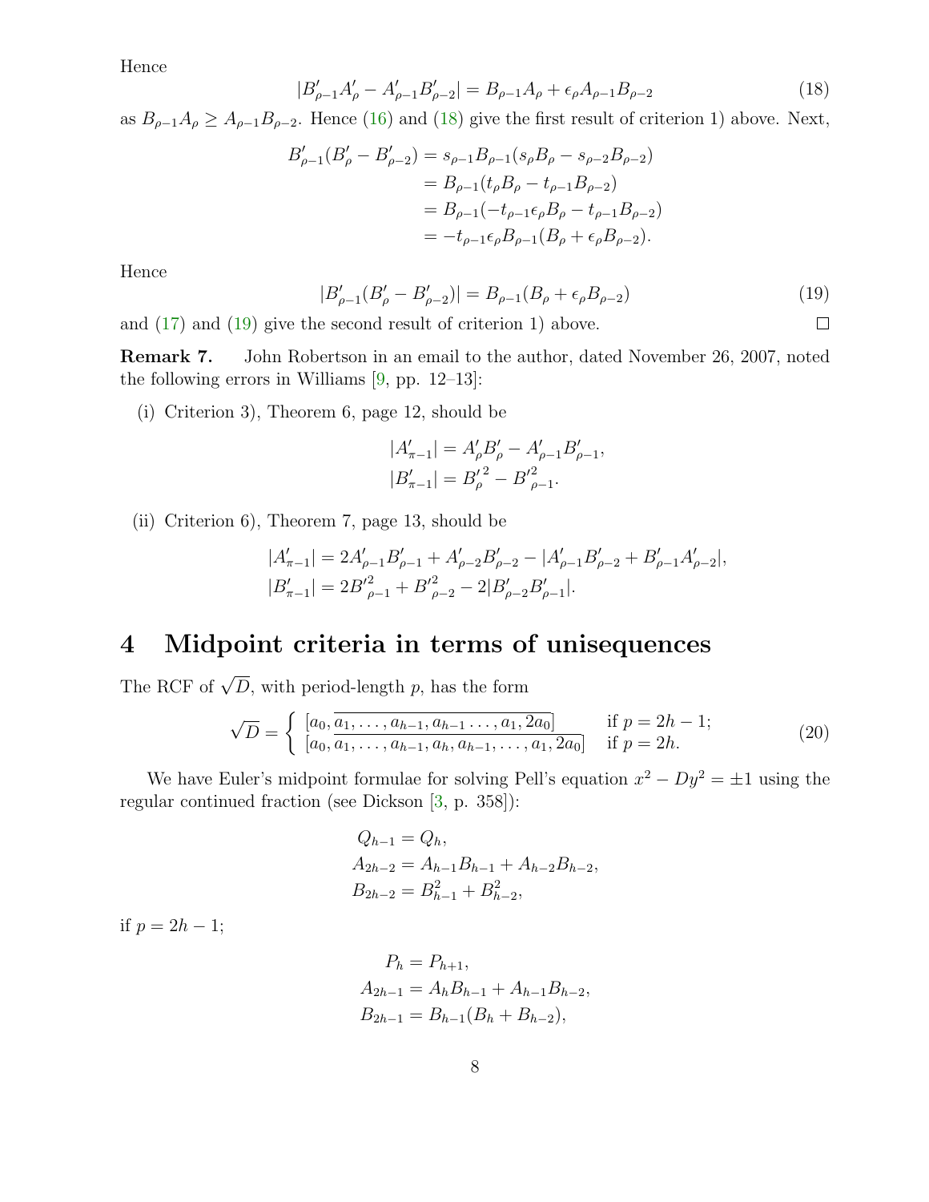Hence

$$|B'_{\rho-1}A'_{\rho} - A'_{\rho-1}B'_{\rho-2}| = B_{\rho-1}A_{\rho} + \epsilon_{\rho}A_{\rho-1}B_{\rho-2} \tag{18}$$

as $B_{\rho-1}A_{\rho} \geq A_{\rho-1}B_{\rho-2}$. Hence (16) and (18) give the first result of criterion 1) above. Next,

$$\begin{aligned}
B'_{\rho-1}(B'_{\rho} - B'_{\rho-2}) &= s_{\rho-1}B_{\rho-1}(s_{\rho}B_{\rho} - s_{\rho-2}B_{\rho-2}) \\
&= B_{\rho-1}(t_{\rho}B_{\rho} - t_{\rho-1}B_{\rho-2}) \\
&= B_{\rho-1}(-t_{\rho-1}\epsilon_{\rho}B_{\rho} - t_{\rho-1}B_{\rho-2}) \\
&= -t_{\rho-1}\epsilon_{\rho}B_{\rho-1}(B_{\rho} + \epsilon_{\rho}B_{\rho-2}).
\end{aligned}$$

Hence

$$|B'_{\rho-1}(B'_{\rho} - B'_{\rho-2})| = B_{\rho-1}(B_{\rho} + \epsilon_{\rho}B_{\rho-2}) \tag{19}$$

and (17) and (19) give the second result of criterion 1) above. ☐

**Remark 7.** John Robertson in an email to the author, dated November 26, 2007, noted the following errors in Williams [9, pp. 12–13]:

(i) Criterion 3), Theorem 6, page 12, should be

$$\begin{aligned}
|A'_{\pi-1}| &= A'_{\rho}B'_{\rho} - A'_{\rho-1}B'_{\rho-1}, \\
|B'_{\pi-1}| &= {B'_{\rho}}^2 - {B'}^2_{\rho-1}.
\end{aligned}$$

(ii) Criterion 6), Theorem 7, page 13, should be

$$\begin{aligned}
|A'_{\pi-1}| &= 2A'_{\rho-1}B'_{\rho-1} + A'_{\rho-2}B'_{\rho-2} - |A'_{\rho-1}B'_{\rho-2} + B'_{\rho-1}A'_{\rho-2}|, \\
|B'_{\pi-1}| &= 2{B'}^2_{\rho-1} + {B'}^2_{\rho-2} - 2|B'_{\rho-2}B'_{\rho-1}|.
\end{aligned}$$

## 4 Midpoint criteria in terms of unisequences

The RCF of $\sqrt{D}$, with period-length $p$, has the form

$$\sqrt{D} = \begin{cases} [a_0, \overline{a_1, \ldots, a_{h-1}, a_{h-1} \ldots, a_1, 2a_0}] & \text{if } p = 2h-1; \\ [a_0, \overline{a_1, \ldots, a_{h-1}, a_h, a_{h-1}, \ldots, a_1, 2a_0}] & \text{if } p = 2h. \end{cases} \tag{20}$$

We have Euler's midpoint formulae for solving Pell's equation $x^2 - Dy^2 = \pm 1$ using the regular continued fraction (see Dickson [3, p. 358]):

$$\begin{aligned}
Q_{h-1} &= Q_h, \\
A_{2h-2} &= A_{h-1}B_{h-1} + A_{h-2}B_{h-2}, \\
B_{2h-2} &= B_{h-1}^2 + B_{h-2}^2,
\end{aligned}$$

if $p = 2h - 1$;

$$\begin{aligned}
P_h &= P_{h+1}, \\
A_{2h-1} &= A_hB_{h-1} + A_{h-1}B_{h-2}, \\
B_{2h-1} &= B_{h-1}(B_h + B_{h-2}),
\end{aligned}$$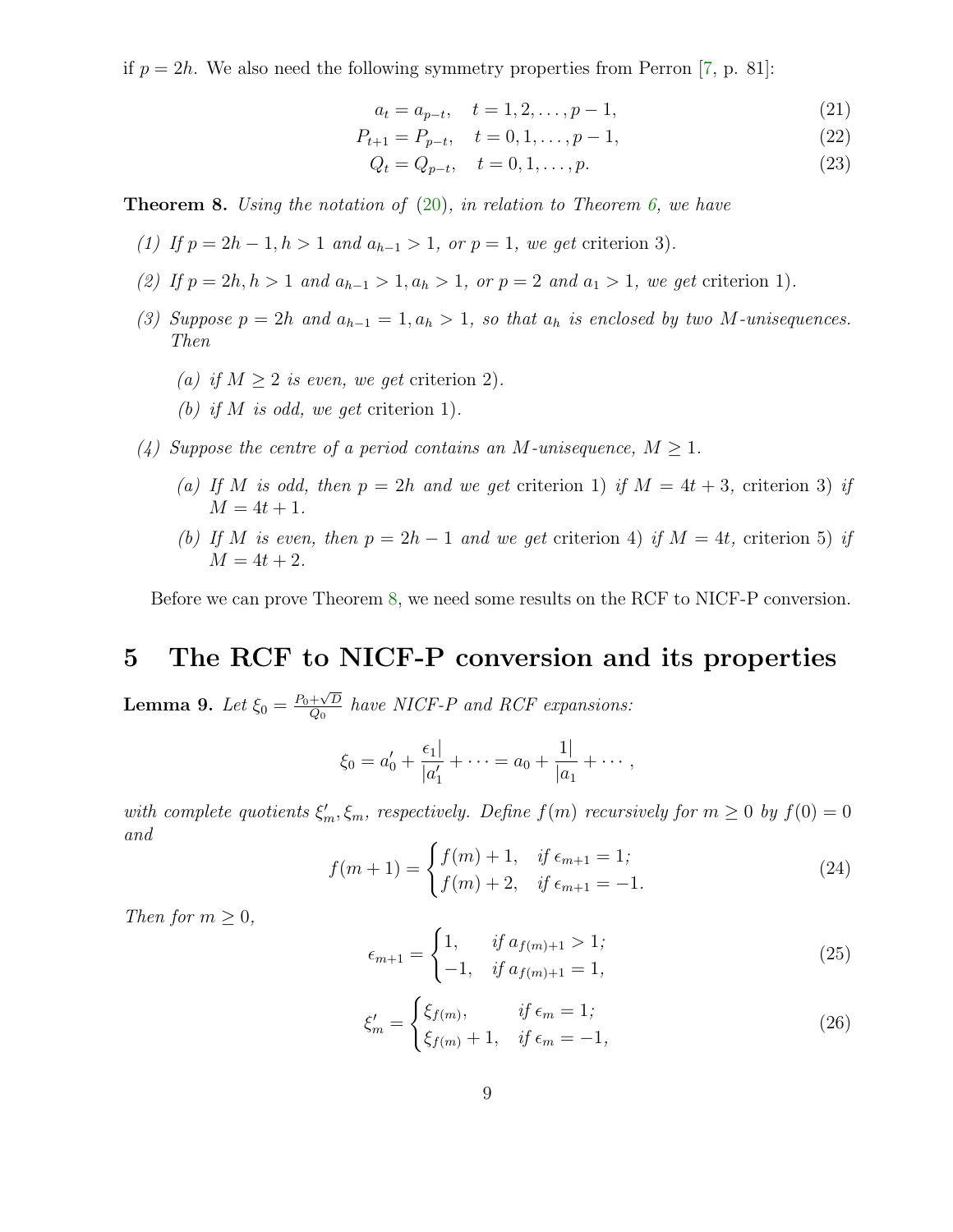if $p = 2h$. We also need the following symmetry properties from Perron [7, p. 81]:

$$a_t = a_{p-t}, \quad t = 1, 2, \ldots, p-1, \tag{21}$$

$$P_{t+1} = P_{p-t}, \quad t = 0, 1, \ldots, p-1, \tag{22}$$

$$Q_t = Q_{p-t}, \quad t = 0, 1, \ldots, p. \tag{23}$$

**Theorem 8.** *Using the notation of (20), in relation to Theorem 6, we have*

*(1) If $p = 2h-1, h > 1$ and $a_{h-1} > 1$, or $p = 1$, we get* criterion 3).

*(2) If $p = 2h, h > 1$ and $a_{h-1} > 1, a_h > 1$, or $p = 2$ and $a_1 > 1$, we get* criterion 1).

*(3) Suppose $p = 2h$ and $a_{h-1} = 1, a_h > 1$, so that $a_h$ is enclosed by two $M$-unisequences. Then*

*(a) if $M \geq 2$ is even, we get* criterion 2).

*(b) if $M$ is odd, we get* criterion 1).

*(4) Suppose the centre of a period contains an $M$-unisequence, $M \geq 1$.*

*(a) If $M$ is odd, then $p = 2h$ and we get* criterion 1) *if $M = 4t+3$,* criterion 3) *if $M = 4t+1$.*

*(b) If $M$ is even, then $p = 2h-1$ and we get* criterion 4) *if $M = 4t$,* criterion 5) *if $M = 4t+2$.*

Before we can prove Theorem 8, we need some results on the RCF to NICF-P conversion.

# 5 The RCF to NICF-P conversion and its properties

**Lemma 9.** *Let $\xi_0 = \frac{P_0+\sqrt{D}}{Q_0}$ have NICF-P and RCF expansions:*

$$\xi_0 = a'_0 + \frac{\epsilon_1|}{|a'_1} + \cdots = a_0 + \frac{1|}{|a_1} + \cdots,$$

*with complete quotients $\xi'_m, \xi_m$, respectively. Define $f(m)$ recursively for $m \geq 0$ by $f(0) = 0$ and*

$$f(m+1) = \begin{cases} f(m)+1, & \text{if } \epsilon_{m+1} = 1; \\ f(m)+2, & \text{if } \epsilon_{m+1} = -1. \end{cases} \tag{24}$$

*Then for $m \geq 0$,*

$$\epsilon_{m+1} = \begin{cases} 1, & \text{if } a_{f(m)+1} > 1; \\ -1, & \text{if } a_{f(m)+1} = 1, \end{cases} \tag{25}$$

$$\xi'_m = \begin{cases} \xi_{f(m)}, & \text{if } \epsilon_m = 1; \\ \xi_{f(m)}+1, & \text{if } \epsilon_m = -1, \end{cases} \tag{26}$$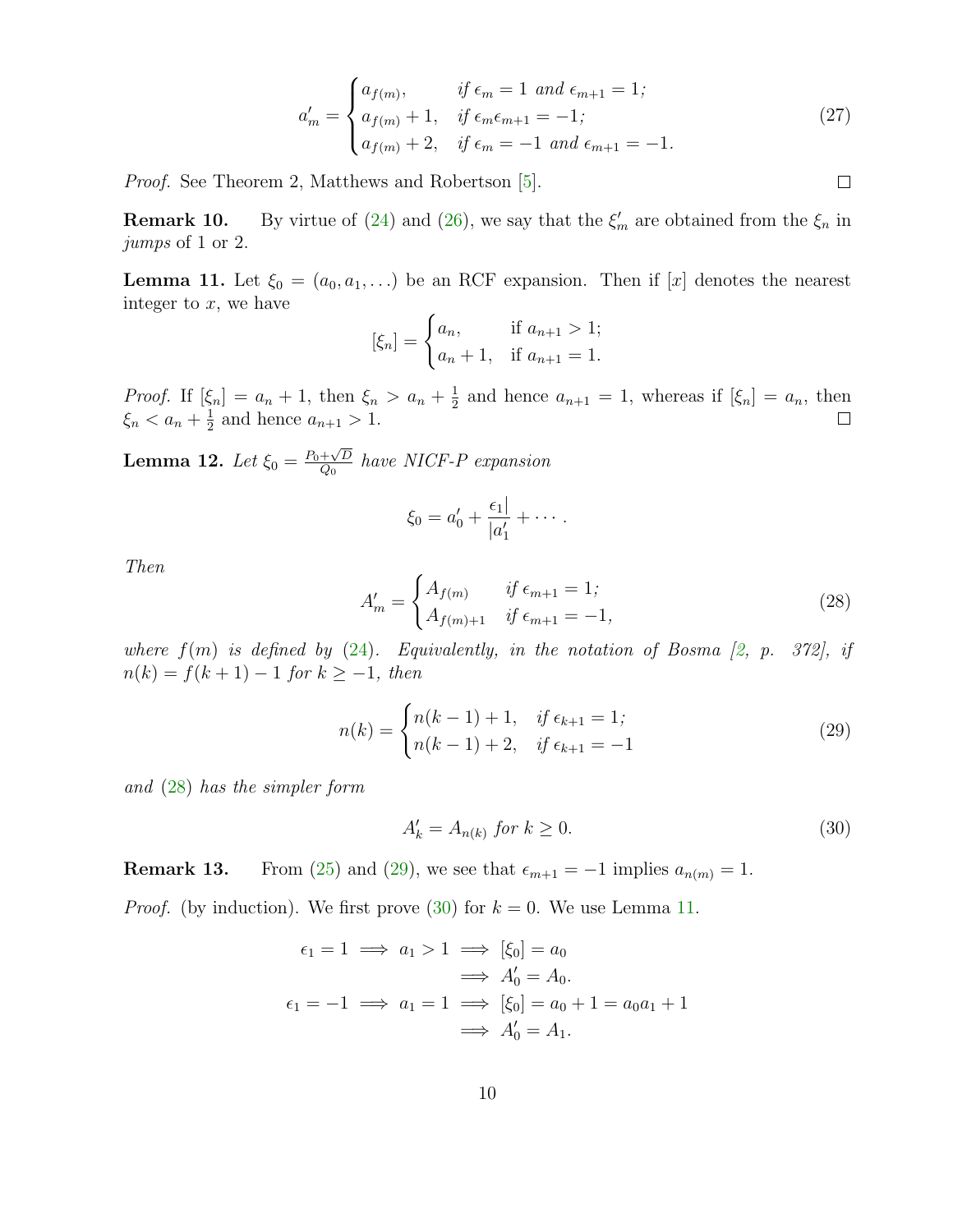$$a'_m = \begin{cases} a_{f(m)}, & \textit{if } \epsilon_m = 1 \textit{ and } \epsilon_{m+1} = 1; \\ a_{f(m)} + 1, & \textit{if } \epsilon_m \epsilon_{m+1} = -1; \\ a_{f(m)} + 2, & \textit{if } \epsilon_m = -1 \textit{ and } \epsilon_{m+1} = -1. \end{cases} \tag{27}$$

*Proof.* See Theorem 2, Matthews and Robertson [5]. □

**Remark 10.** By virtue of (24) and (26), we say that the $\xi'_m$ are obtained from the $\xi_n$ in *jumps* of 1 or 2.

**Lemma 11.** Let $\xi_0 = (a_0, a_1, \ldots)$ be an RCF expansion. Then if $[x]$ denotes the nearest integer to $x$, we have

$$[\xi_n] = \begin{cases} a_n, & \text{if } a_{n+1} > 1; \\ a_n + 1, & \text{if } a_{n+1} = 1. \end{cases}$$

*Proof.* If $[\xi_n] = a_n + 1$, then $\xi_n > a_n + \frac{1}{2}$ and hence $a_{n+1} = 1$, whereas if $[\xi_n] = a_n$, then $\xi_n < a_n + \frac{1}{2}$ and hence $a_{n+1} > 1$. □

**Lemma 12.** *Let $\xi_0 = \frac{P_0 + \sqrt{D}}{Q_0}$ have NICF-P expansion*

$$\xi_0 = a'_0 + \frac{\epsilon_1|}{|a'_1} + \cdots .$$

*Then*

$$A'_m = \begin{cases} A_{f(m)} & \textit{if } \epsilon_{m+1} = 1; \\ A_{f(m)+1} & \textit{if } \epsilon_{m+1} = -1, \end{cases} \tag{28}$$

*where $f(m)$ is defined by (24). Equivalently, in the notation of Bosma [2, p. 372], if $n(k) = f(k+1) - 1$ for $k \geq -1$, then*

$$n(k) = \begin{cases} n(k-1) + 1, & \textit{if } \epsilon_{k+1} = 1; \\ n(k-1) + 2, & \textit{if } \epsilon_{k+1} = -1 \end{cases} \tag{29}$$

*and (28) has the simpler form*

$$A'_k = A_{n(k)} \textit{ for } k \geq 0. \tag{30}$$

**Remark 13.** From (25) and (29), we see that $\epsilon_{m+1} = -1$ implies $a_{n(m)} = 1$.

*Proof.* (by induction). We first prove (30) for $k = 0$. We use Lemma 11.

$$\begin{aligned} \epsilon_1 = 1 \implies a_1 > 1 &\implies [\xi_0] = a_0 \\ &\implies A'_0 = A_0. \\ \epsilon_1 = -1 \implies a_1 = 1 &\implies [\xi_0] = a_0 + 1 = a_0 a_1 + 1 \\ &\implies A'_0 = A_1. \end{aligned}$$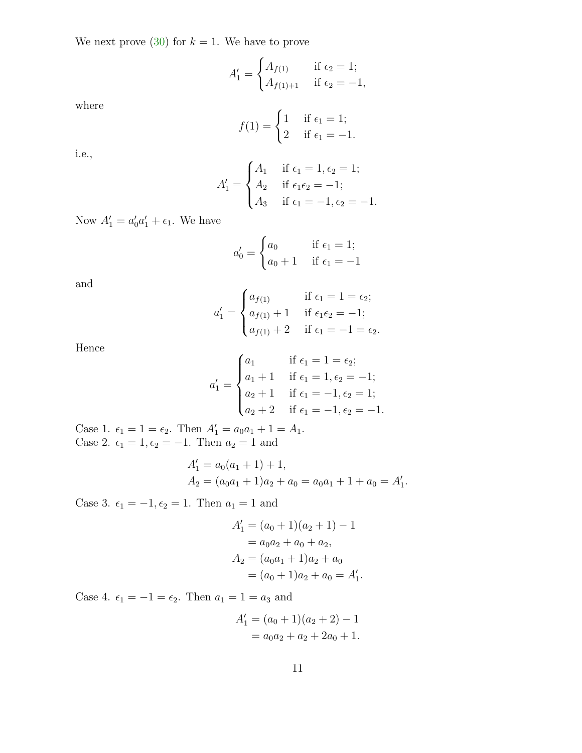We next prove (30) for $k = 1$. We have to prove

$$A'_1 = \begin{cases} A_{f(1)} & \text{if } \epsilon_2 = 1; \\ A_{f(1)+1} & \text{if } \epsilon_2 = -1, \end{cases}$$

where

$$f(1) = \begin{cases} 1 & \text{if } \epsilon_1 = 1; \\ 2 & \text{if } \epsilon_1 = -1. \end{cases}$$

i.e.,

$$A'_1 = \begin{cases} A_1 & \text{if } \epsilon_1 = 1, \epsilon_2 = 1; \\ A_2 & \text{if } \epsilon_1 \epsilon_2 = -1; \\ A_3 & \text{if } \epsilon_1 = -1, \epsilon_2 = -1. \end{cases}$$

Now $A'_1 = a'_0 a'_1 + \epsilon_1$. We have

$$a'_0 = \begin{cases} a_0 & \text{if } \epsilon_1 = 1; \\ a_0 + 1 & \text{if } \epsilon_1 = -1 \end{cases}$$

and

$$a'_1 = \begin{cases} a_{f(1)} & \text{if } \epsilon_1 = 1 = \epsilon_2; \\ a_{f(1)} + 1 & \text{if } \epsilon_1 \epsilon_2 = -1; \\ a_{f(1)} + 2 & \text{if } \epsilon_1 = -1 = \epsilon_2. \end{cases}$$

Hence

$$a'_1 = \begin{cases} a_1 & \text{if } \epsilon_1 = 1 = \epsilon_2; \\ a_1 + 1 & \text{if } \epsilon_1 = 1, \epsilon_2 = -1; \\ a_2 + 1 & \text{if } \epsilon_1 = -1, \epsilon_2 = 1; \\ a_2 + 2 & \text{if } \epsilon_1 = -1, \epsilon_2 = -1. \end{cases}$$

Case 1. $\epsilon_1 = 1 = \epsilon_2$. Then $A'_1 = a_0 a_1 + 1 = A_1$.
Case 2. $\epsilon_1 = 1, \epsilon_2 = -1$. Then $a_2 = 1$ and

$$\begin{aligned} A'_1 &= a_0(a_1 + 1) + 1, \\ A_2 &= (a_0 a_1 + 1)a_2 + a_0 = a_0 a_1 + 1 + a_0 = A'_1. \end{aligned}$$

Case 3. $\epsilon_1 = -1, \epsilon_2 = 1$. Then $a_1 = 1$ and

$$\begin{aligned} A'_1 &= (a_0 + 1)(a_2 + 1) - 1 \\ &= a_0 a_2 + a_0 + a_2, \\ A_2 &= (a_0 a_1 + 1)a_2 + a_0 \\ &= (a_0 + 1)a_2 + a_0 = A'_1. \end{aligned}$$

Case 4. $\epsilon_1 = -1 = \epsilon_2$. Then $a_1 = 1 = a_3$ and

$$\begin{aligned} A'_1 &= (a_0 + 1)(a_2 + 2) - 1 \\ &= a_0 a_2 + a_2 + 2a_0 + 1. \end{aligned}$$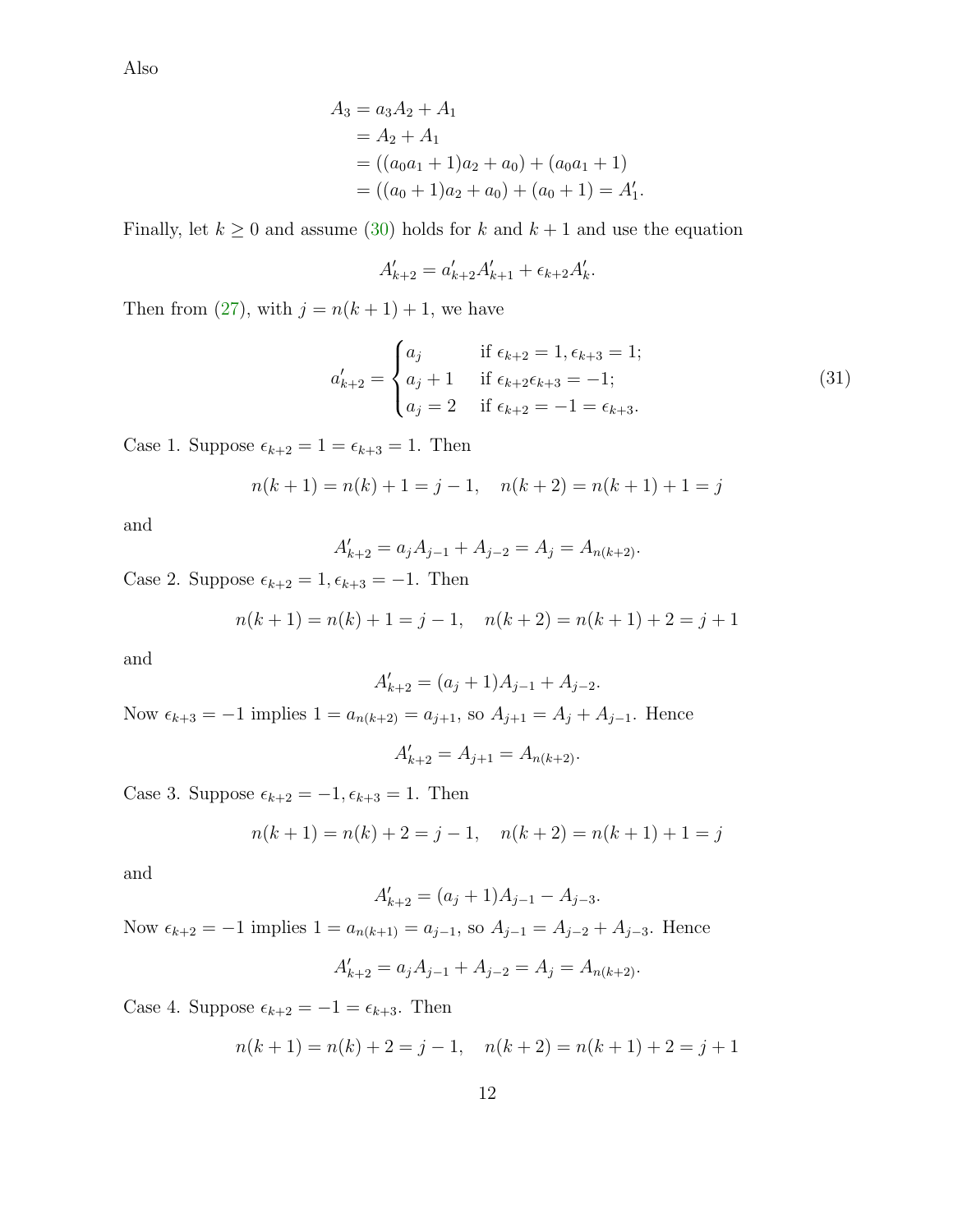Also

$$
\begin{aligned}
A_3 &= a_3 A_2 + A_1 \\
&= A_2 + A_1 \\
&= ((a_0 a_1 + 1)a_2 + a_0) + (a_0 a_1 + 1) \\
&= ((a_0 + 1)a_2 + a_0) + (a_0 + 1) = A'_1.
\end{aligned}
$$

Finally, let $k \geq 0$ and assume (30) holds for $k$ and $k+1$ and use the equation

$$A'_{k+2} = a'_{k+2} A'_{k+1} + \epsilon_{k+2} A'_k.$$

Then from (27), with $j = n(k+1) + 1$, we have

$$
a'_{k+2} = \begin{cases} a_j & \text{if } \epsilon_{k+2} = 1, \epsilon_{k+3} = 1; \\ a_j + 1 & \text{if } \epsilon_{k+2}\epsilon_{k+3} = -1; \\ a_j = 2 & \text{if } \epsilon_{k+2} = -1 = \epsilon_{k+3}. \end{cases} \tag{31}
$$

Case 1. Suppose $\epsilon_{k+2} = 1 = \epsilon_{k+3} = 1$. Then

$$n(k+1) = n(k) + 1 = j - 1, \quad n(k+2) = n(k+1) + 1 = j$$

and

$$A'_{k+2} = a_j A_{j-1} + A_{j-2} = A_j = A_{n(k+2)}.$$

Case 2. Suppose $\epsilon_{k+2} = 1, \epsilon_{k+3} = -1$. Then

$$n(k+1) = n(k) + 1 = j - 1, \quad n(k+2) = n(k+1) + 2 = j + 1$$

and

$$A'_{k+2} = (a_j + 1)A_{j-1} + A_{j-2}.$$

Now $\epsilon_{k+3} = -1$ implies $1 = a_{n(k+2)} = a_{j+1}$, so $A_{j+1} = A_j + A_{j-1}$. Hence

$$A'_{k+2} = A_{j+1} = A_{n(k+2)}.$$

Case 3. Suppose $\epsilon_{k+2} = -1, \epsilon_{k+3} = 1$. Then

$$n(k+1) = n(k) + 2 = j - 1, \quad n(k+2) = n(k+1) + 1 = j$$

and

$$A'_{k+2} = (a_j + 1)A_{j-1} - A_{j-3}.$$

Now $\epsilon_{k+2} = -1$ implies $1 = a_{n(k+1)} = a_{j-1}$, so $A_{j-1} = A_{j-2} + A_{j-3}$. Hence

$$A'_{k+2} = a_j A_{j-1} + A_{j-2} = A_j = A_{n(k+2)}.$$

Case 4. Suppose $\epsilon_{k+2} = -1 = \epsilon_{k+3}$. Then

$$n(k+1) = n(k) + 2 = j - 1, \quad n(k+2) = n(k+1) + 2 = j + 1$$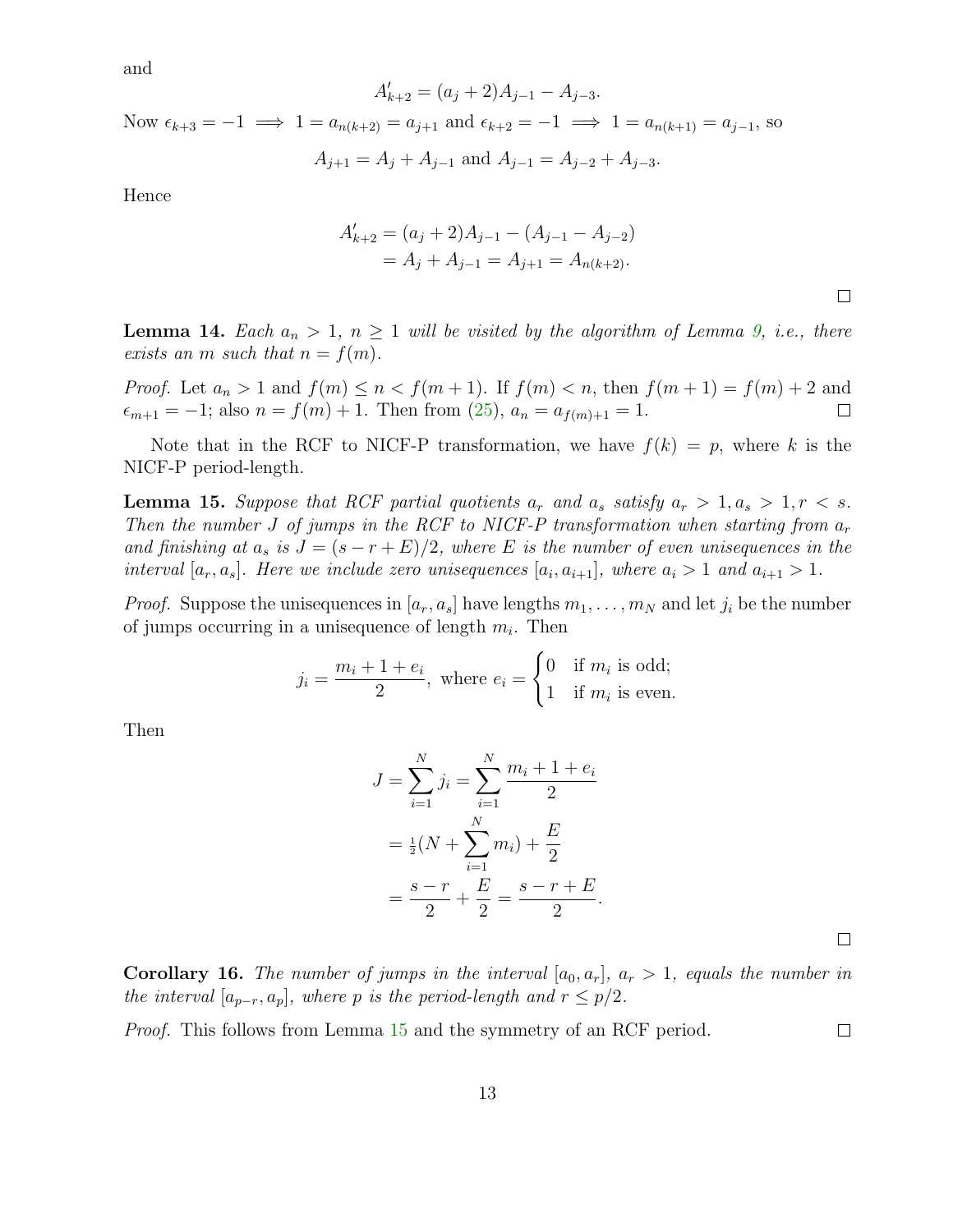and

$$A'_{k+2} = (a_j + 2)A_{j-1} - A_{j-3}.$$

Now $\epsilon_{k+3} = -1 \implies 1 = a_{n(k+2)} = a_{j+1}$ and $\epsilon_{k+2} = -1 \implies 1 = a_{n(k+1)} = a_{j-1}$, so

$$A_{j+1} = A_j + A_{j-1} \text{ and } A_{j-1} = A_{j-2} + A_{j-3}.$$

Hence

$$\begin{aligned} A'_{k+2} &= (a_j + 2)A_{j-1} - (A_{j-1} - A_{j-2}) \\ &= A_j + A_{j-1} = A_{j+1} = A_{n(k+2)}. \end{aligned}$$

□

**Lemma 14.** *Each $a_n > 1$, $n \geq 1$ will be visited by the algorithm of Lemma 9, i.e., there exists an $m$ such that $n = f(m)$.*

*Proof.* Let $a_n > 1$ and $f(m) \leq n < f(m+1)$. If $f(m) < n$, then $f(m+1) = f(m) + 2$ and $\epsilon_{m+1} = -1$; also $n = f(m) + 1$. Then from (25), $a_n = a_{f(m)+1} = 1$. □

Note that in the RCF to NICF-P transformation, we have $f(k) = p$, where $k$ is the NICF-P period-length.

**Lemma 15.** *Suppose that RCF partial quotients $a_r$ and $a_s$ satisfy $a_r > 1, a_s > 1, r < s$. Then the number $J$ of jumps in the RCF to NICF-P transformation when starting from $a_r$ and finishing at $a_s$ is $J = (s - r + E)/2$, where $E$ is the number of even unisequences in the interval $[a_r, a_s]$. Here we include zero unisequences $[a_i, a_{i+1}]$, where $a_i > 1$ and $a_{i+1} > 1$.*

*Proof.* Suppose the unisequences in $[a_r, a_s]$ have lengths $m_1, \ldots, m_N$ and let $j_i$ be the number of jumps occurring in a unisequence of length $m_i$. Then

$$j_i = \frac{m_i + 1 + e_i}{2}, \text{ where } e_i = \begin{cases} 0 & \text{if } m_i \text{ is odd;} \\ 1 & \text{if } m_i \text{ is even.} \end{cases}$$

Then

$$\begin{aligned} J = \sum_{i=1}^{N} j_i &= \sum_{i=1}^{N} \frac{m_i + 1 + e_i}{2} \\ &= \tfrac{1}{2}(N + \sum_{i=1}^{N} m_i) + \frac{E}{2} \\ &= \frac{s - r}{2} + \frac{E}{2} = \frac{s - r + E}{2}. \end{aligned}$$

□

**Corollary 16.** *The number of jumps in the interval $[a_0, a_r]$, $a_r > 1$, equals the number in the interval $[a_{p-r}, a_p]$, where $p$ is the period-length and $r \leq p/2$.*

*Proof.* This follows from Lemma 15 and the symmetry of an RCF period. □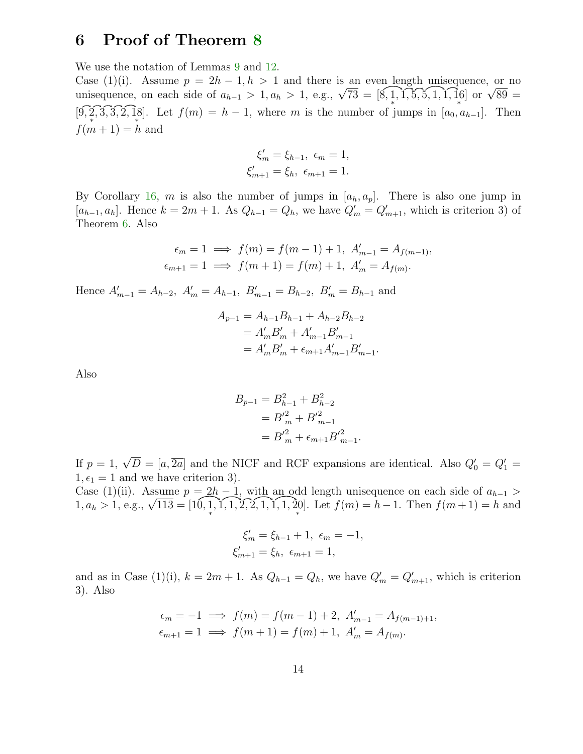## 6 Proof of Theorem 8

We use the notation of Lemmas 9 and 12.

Case (1)(i). Assume $p = 2h-1, h > 1$ and there is an even length unisequence, or no unisequence, on each side of $a_{h-1} > 1, a_h > 1$, e.g., $\sqrt{73} = [\overset{\frown}{8, \underset{*}{1}}, \overset{\frown}{1, 5}, \overset{\frown}{5, 1}, \overset{\frown}{1, \underset{*}{1}6}]$ or $\sqrt{89} = [\overset{\frown}{9, \underset{*}{2}}, \overset{\frown}{3, 3}, \overset{\frown}{2, \underset{*}{1}8}]$. Let $f(m) = h-1$, where $m$ is the number of jumps in $[a_0, a_{h-1}]$. Then $f(m+1) = h$ and

$$\xi'_m = \xi_{h-1},\ \epsilon_m = 1,$$
$$\xi'_{m+1} = \xi_h,\ \epsilon_{m+1} = 1.$$

By Corollary 16, $m$ is also the number of jumps in $[a_h, a_p]$. There is also one jump in $[a_{h-1}, a_h]$. Hence $k = 2m+1$. As $Q_{h-1} = Q_h$, we have $Q'_m = Q'_{m+1}$, which is criterion 3) of Theorem 6. Also

$$\epsilon_m = 1 \implies f(m) = f(m-1)+1,\ A'_{m-1} = A_{f(m-1)},$$
$$\epsilon_{m+1} = 1 \implies f(m+1) = f(m)+1,\ A'_m = A_{f(m)}.$$

Hence $A'_{m-1} = A_{h-2},\ A'_m = A_{h-1},\ B'_{m-1} = B_{h-2},\ B'_m = B_{h-1}$ and

$$\begin{aligned} A_{p-1} &= A_{h-1}B_{h-1} + A_{h-2}B_{h-2} \\ &= A'_m B'_m + A'_{m-1}B'_{m-1} \\ &= A'_m B'_m + \epsilon_{m+1}A'_{m-1}B'_{m-1}. \end{aligned}$$

Also

$$\begin{aligned} B_{p-1} &= B_{h-1}^2 + B_{h-2}^2 \\ &= {B'}_m^2 + {B'}_{m-1}^2 \\ &= {B'}_m^2 + \epsilon_{m+1}{B'}_{m-1}^2. \end{aligned}$$

If $p = 1$, $\sqrt{D} = [a, \overline{2a}]$ and the NICF and RCF expansions are identical. Also $Q'_0 = Q'_1 = 1, \epsilon_1 = 1$ and we have criterion 3).

Case (1)(ii). Assume $p = 2h-1$, with an odd length unisequence on each side of $a_{h-1} > 1, a_h > 1$, e.g., $\sqrt{113} = [\overset{\frown}{10, \underset{*}{1}}, \overset{\frown}{1, 1}, \overset{\frown}{2, 2}, \overset{\frown}{1, 1}, \overset{\frown}{1, \underset{*}{2}0}]$. Let $f(m) = h-1$. Then $f(m+1) = h$ and

$$\xi'_m = \xi_{h-1}+1,\ \epsilon_m = -1,$$
$$\xi'_{m+1} = \xi_h,\ \epsilon_{m+1} = 1,$$

and as in Case (1)(i), $k = 2m+1$. As $Q_{h-1} = Q_h$, we have $Q'_m = Q'_{m+1}$, which is criterion 3). Also

$$\epsilon_m = -1 \implies f(m) = f(m-1)+2,\ A'_{m-1} = A_{f(m-1)+1},$$
$$\epsilon_{m+1} = 1 \implies f(m+1) = f(m)+1,\ A'_m = A_{f(m)}.$$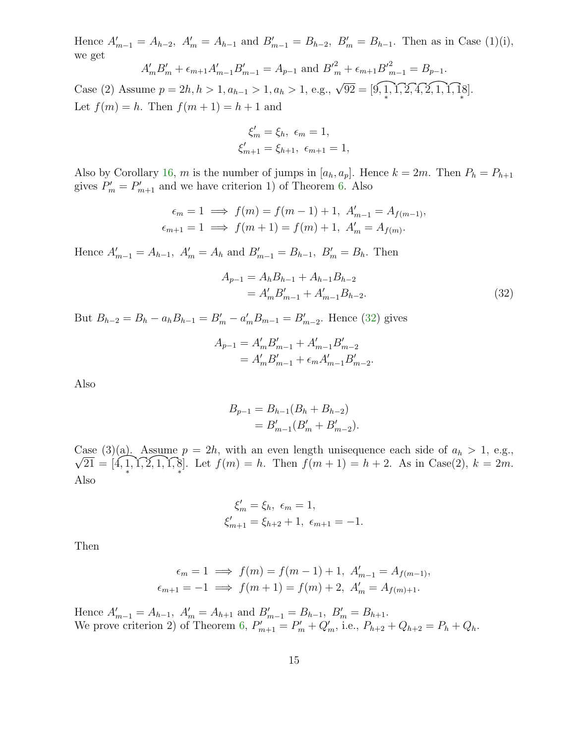Hence $A'_{m-1} = A_{h-2},\ A'_m = A_{h-1}$ and $B'_{m-1} = B_{h-2},\ B'_m = B_{h-1}$. Then as in Case (1)(i), we get

$$A'_m B'_m + \epsilon_{m+1} A'_{m-1} B'_{m-1} = A_{p-1} \text{ and } {B'}^2_m + \epsilon_{m+1} {B'}^2_{m-1} = B_{p-1}.$$

Case (2) Assume $p = 2h, h > 1, a_{h-1} > 1, a_h > 1$, e.g., $\sqrt{92} = [\widehat{9, \underset{*}{1}}, \widehat{1, 2}, \widehat{4}, \widehat{2, 1}, \widehat{1, \underset{*}{18}}]$. Let $f(m) = h$. Then $f(m+1) = h+1$ and

$$\xi'_m = \xi_h,\ \epsilon_m = 1,$$
$$\xi'_{m+1} = \xi_{h+1},\ \epsilon_{m+1} = 1,$$

Also by Corollary 16, $m$ is the number of jumps in $[a_h, a_p]$. Hence $k = 2m$. Then $P_h = P_{h+1}$ gives $P'_m = P'_{m+1}$ and we have criterion 1) of Theorem 6. Also

$$\epsilon_m = 1 \implies f(m) = f(m-1) + 1,\ A'_{m-1} = A_{f(m-1)},$$
$$\epsilon_{m+1} = 1 \implies f(m+1) = f(m) + 1,\ A'_m = A_{f(m)}.$$

Hence $A'_{m-1} = A_{h-1},\ A'_m = A_h$ and $B'_{m-1} = B_{h-1},\ B'_m = B_h$. Then

$$\begin{aligned} A_{p-1} &= A_h B_{h-1} + A_{h-1} B_{h-2} \\ &= A'_m B'_{m-1} + A'_{m-1} B_{h-2}. \end{aligned} \tag{32}$$

But $B_{h-2} = B_h - a_h B_{h-1} = B'_m - a'_m B_{m-1} = B'_{m-2}$. Hence (32) gives

$$\begin{aligned} A_{p-1} &= A'_m B'_{m-1} + A'_{m-1} B'_{m-2} \\ &= A'_m B'_{m-1} + \epsilon_m A'_{m-1} B'_{m-2}. \end{aligned}$$

Also

$$\begin{aligned} B_{p-1} &= B_{h-1}(B_h + B_{h-2}) \\ &= B'_{m-1}(B'_m + B'_{m-2}). \end{aligned}$$

Case (3)(a). Assume $p = 2h$, with an even length unisequence each side of $a_h > 1$, e.g., $\sqrt{21} = [\widehat{4, \underset{*}{1}}, \widehat{1}, \widehat{2, 1}, \widehat{1, \underset{*}{8}}]$. Let $f(m) = h$. Then $f(m+1) = h+2$. As in Case(2), $k = 2m$. Also

$$\xi'_m = \xi_h,\ \epsilon_m = 1,$$
$$\xi'_{m+1} = \xi_{h+2} + 1,\ \epsilon_{m+1} = -1.$$

Then

$$\epsilon_m = 1 \implies f(m) = f(m-1) + 1,\ A'_{m-1} = A_{f(m-1)},$$
$$\epsilon_{m+1} = -1 \implies f(m+1) = f(m) + 2,\ A'_m = A_{f(m)+1}.$$

Hence $A'_{m-1} = A_{h-1},\ A'_m = A_{h+1}$ and $B'_{m-1} = B_{h-1},\ B'_m = B_{h+1}$.
We prove criterion 2) of Theorem 6, $P'_{m+1} = P'_m + Q'_m$, i.e., $P_{h+2} + Q_{h+2} = P_h + Q_h$.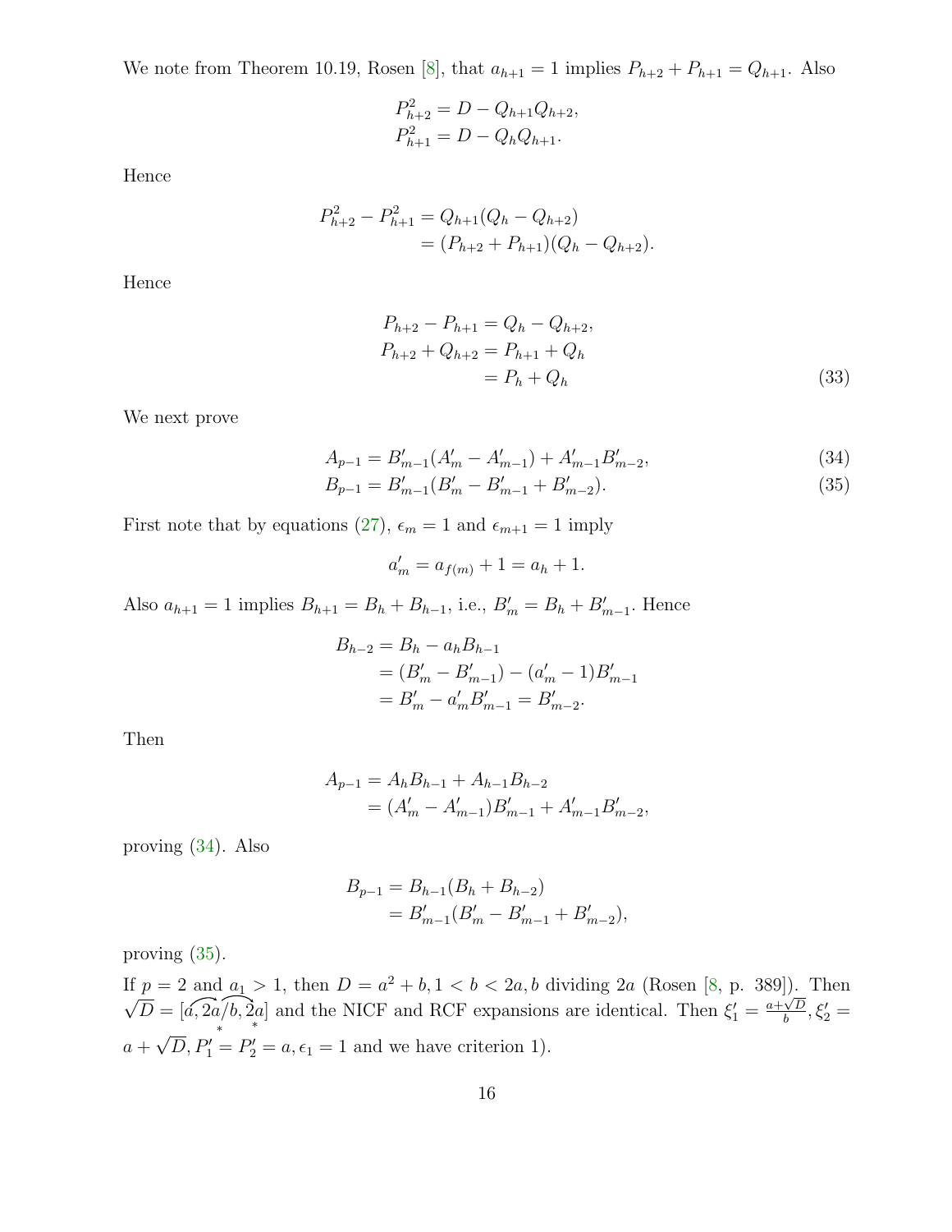We note from Theorem 10.19, Rosen [8], that $a_{h+1} = 1$ implies $P_{h+2} + P_{h+1} = Q_{h+1}$. Also

$$
\begin{aligned}
P_{h+2}^2 &= D - Q_{h+1}Q_{h+2}, \\
P_{h+1}^2 &= D - Q_h Q_{h+1}.
\end{aligned}
$$

Hence

$$
\begin{aligned}
P_{h+2}^2 - P_{h+1}^2 &= Q_{h+1}(Q_h - Q_{h+2}) \\
&= (P_{h+2} + P_{h+1})(Q_h - Q_{h+2}).
\end{aligned}
$$

Hence

$$
\begin{aligned}
P_{h+2} - P_{h+1} &= Q_h - Q_{h+2}, \\
P_{h+2} + Q_{h+2} &= P_{h+1} + Q_h \\
&= P_h + Q_h
\end{aligned}
\tag{33}
$$

We next prove

$$
A_{p-1} = B'_{m-1}(A'_m - A'_{m-1}) + A'_{m-1}B'_{m-2}, \tag{34}
$$

$$
B_{p-1} = B'_{m-1}(B'_m - B'_{m-1} + B'_{m-2}). \tag{35}
$$

First note that by equations (27), $\epsilon_m = 1$ and $\epsilon_{m+1} = 1$ imply

$$
a'_m = a_{f(m)} + 1 = a_h + 1.
$$

Also $a_{h+1} = 1$ implies $B_{h+1} = B_h + B_{h-1}$, i.e., $B'_m = B_h + B'_{m-1}$. Hence

$$
\begin{aligned}
B_{h-2} &= B_h - a_h B_{h-1} \\
&= (B'_m - B'_{m-1}) - (a'_m - 1)B'_{m-1} \\
&= B'_m - a'_m B'_{m-1} = B'_{m-2}.
\end{aligned}
$$

Then

$$
\begin{aligned}
A_{p-1} &= A_h B_{h-1} + A_{h-1}B_{h-2} \\
&= (A'_m - A'_{m-1})B'_{m-1} + A'_{m-1}B'_{m-2},
\end{aligned}
$$

proving (34). Also

$$
\begin{aligned}
B_{p-1} &= B_{h-1}(B_h + B_{h-2}) \\
&= B'_{m-1}(B'_m - B'_{m-1} + B'_{m-2}),
\end{aligned}
$$

proving (35).

If $p = 2$ and $a_1 > 1$, then $D = a^2 + b, 1 < b < 2a, b$ dividing $2a$ (Rosen [8, p. 389]). Then $\sqrt{D} = [a, \overset{*}{\overbrace{2a/b}}, \overset{*}{\overbrace{2a}}]$ and the NICF and RCF expansions are identical. Then $\xi'_1 = \frac{a+\sqrt{D}}{b}, \xi'_2 = a + \sqrt{D}, P'_1 = P'_2 = a, \epsilon_1 = 1$ and we have criterion 1).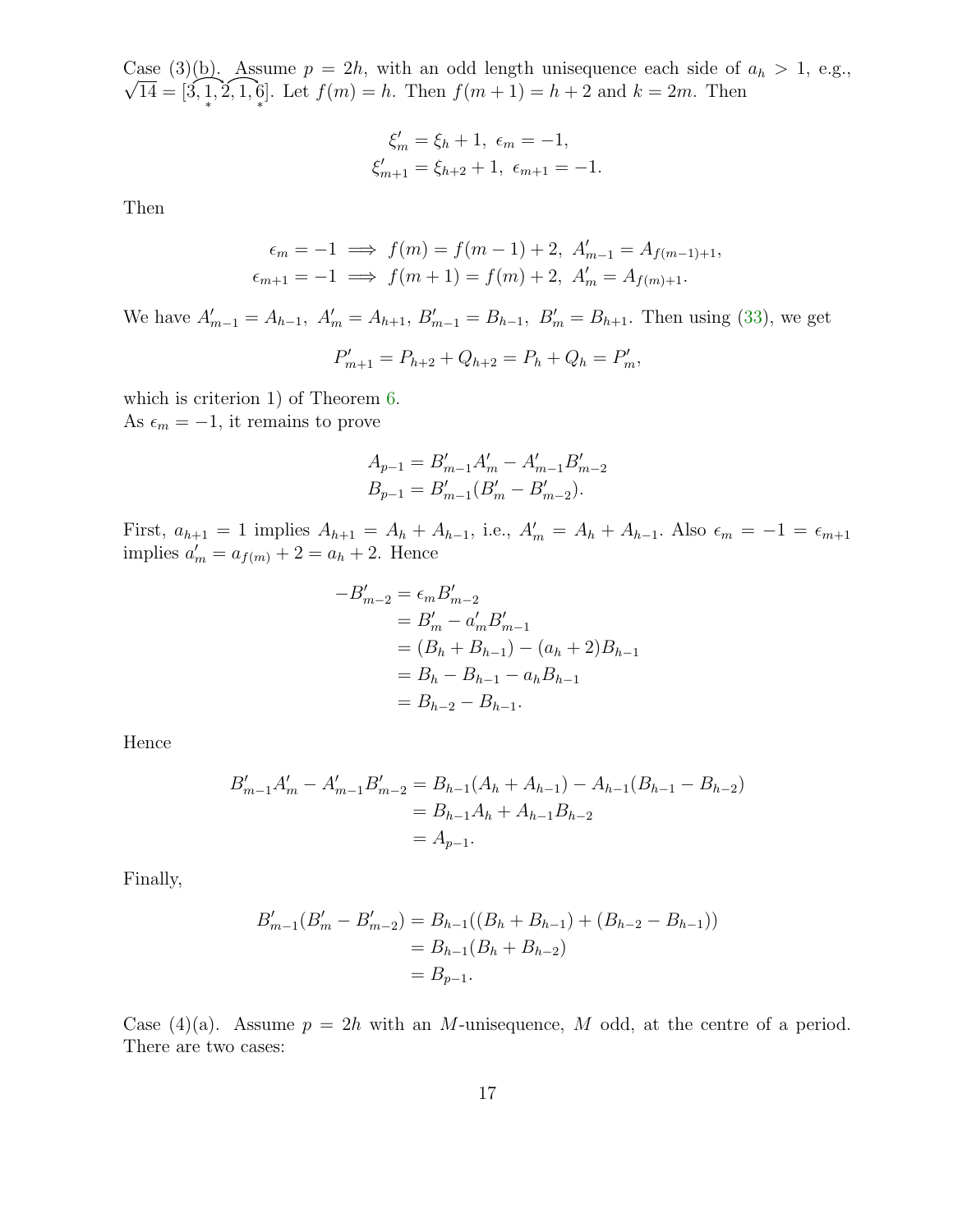Case (3)(b). Assume $p = 2h$, with an odd length unisequence each side of $a_h > 1$, e.g., $\sqrt{14} = [3, \overset{\frown}{\underset{*}{1}, 2}, \overset{\frown}{1, \underset{*}{6}}]$. Let $f(m) = h$. Then $f(m+1) = h+2$ and $k = 2m$. Then

$$
\begin{aligned}
\xi'_m &= \xi_h + 1,\ \epsilon_m = -1, \\
\xi'_{m+1} &= \xi_{h+2} + 1,\ \epsilon_{m+1} = -1.
\end{aligned}
$$

Then

$$
\begin{aligned}
\epsilon_m = -1 &\implies f(m) = f(m-1) + 2,\ A'_{m-1} = A_{f(m-1)+1}, \\
\epsilon_{m+1} = -1 &\implies f(m+1) = f(m) + 2,\ A'_m = A_{f(m)+1}.
\end{aligned}
$$

We have $A'_{m-1} = A_{h-1},\ A'_m = A_{h+1},\ B'_{m-1} = B_{h-1},\ B'_m = B_{h+1}$. Then using (33), we get

$$
P'_{m+1} = P_{h+2} + Q_{h+2} = P_h + Q_h = P'_m,
$$

which is criterion 1) of Theorem 6.
As $\epsilon_m = -1$, it remains to prove

$$
\begin{aligned}
A_{p-1} &= B'_{m-1}A'_m - A'_{m-1}B'_{m-2} \\
B_{p-1} &= B'_{m-1}(B'_m - B'_{m-2}).
\end{aligned}
$$

First, $a_{h+1} = 1$ implies $A_{h+1} = A_h + A_{h-1}$, i.e., $A'_m = A_h + A_{h-1}$. Also $\epsilon_m = -1 = \epsilon_{m+1}$ implies $a'_m = a_{f(m)} + 2 = a_h + 2$. Hence

$$
\begin{aligned}
-B'_{m-2} &= \epsilon_m B'_{m-2} \\
&= B'_m - a'_m B'_{m-1} \\
&= (B_h + B_{h-1}) - (a_h + 2)B_{h-1} \\
&= B_h - B_{h-1} - a_h B_{h-1} \\
&= B_{h-2} - B_{h-1}.
\end{aligned}
$$

Hence

$$
\begin{aligned}
B'_{m-1}A'_m - A'_{m-1}B'_{m-2} &= B_{h-1}(A_h + A_{h-1}) - A_{h-1}(B_{h-1} - B_{h-2}) \\
&= B_{h-1}A_h + A_{h-1}B_{h-2} \\
&= A_{p-1}.
\end{aligned}
$$

Finally,

$$
\begin{aligned}
B'_{m-1}(B'_m - B'_{m-2}) &= B_{h-1}((B_h + B_{h-1}) + (B_{h-2} - B_{h-1})) \\
&= B_{h-1}(B_h + B_{h-2}) \\
&= B_{p-1}.
\end{aligned}
$$

Case (4)(a). Assume $p = 2h$ with an $M$-unisequence, $M$ odd, at the centre of a period. There are two cases: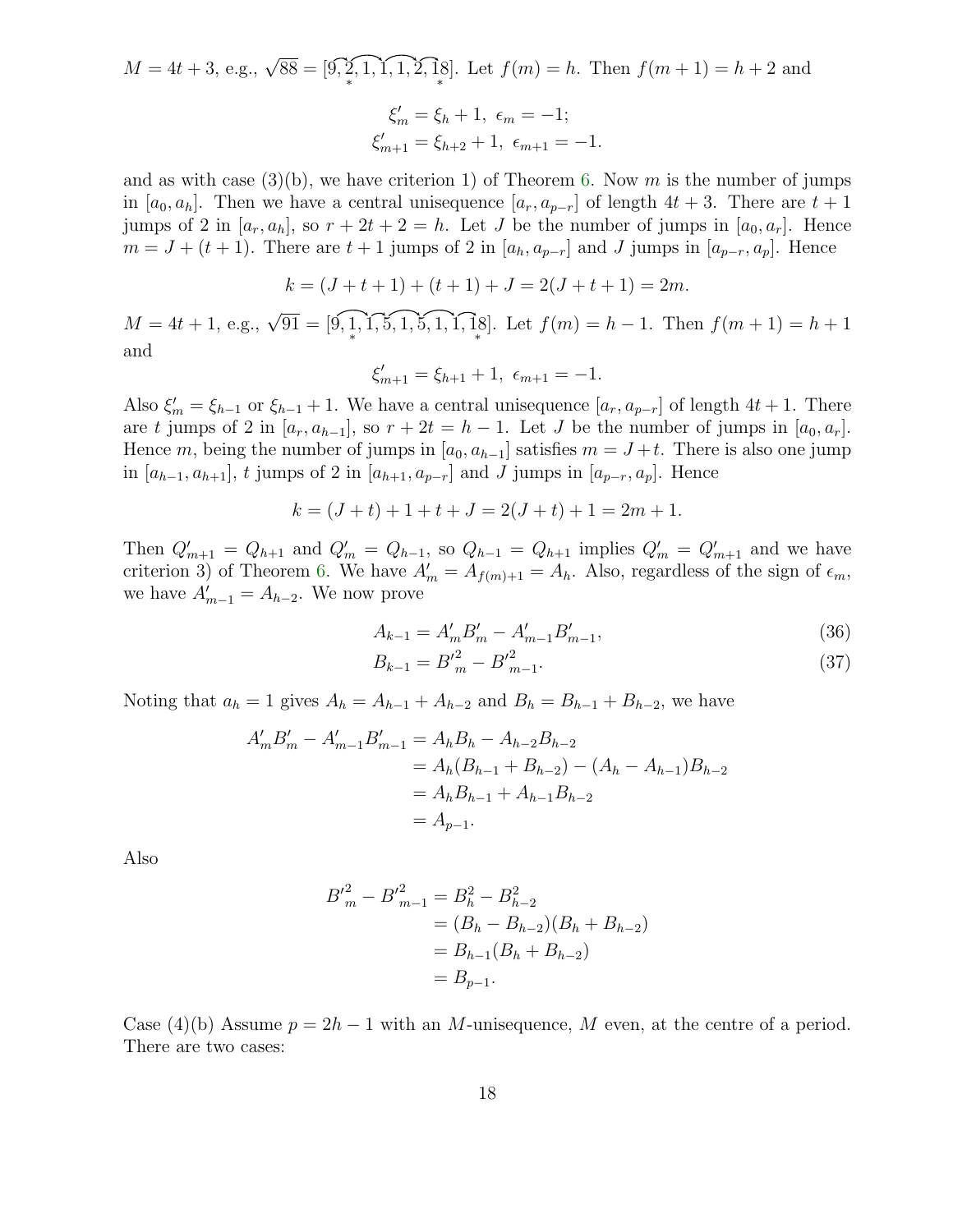$M = 4t+3$, e.g., $\sqrt{88} = [9, \underset{*}{\overset{\frown}{2}}, \overset{\frown}{1}, \overset{\frown}{1}, \overset{\frown}{1}, \overset{\frown}{2}, \underset{*}{18}]$. Let $f(m) = h$. Then $f(m+1) = h+2$ and

$$\xi'_m = \xi_h + 1,\ \epsilon_m = -1;$$
$$\xi'_{m+1} = \xi_{h+2} + 1,\ \epsilon_{m+1} = -1.$$

and as with case (3)(b), we have criterion 1) of Theorem 6. Now $m$ is the number of jumps in $[a_0, a_h]$. Then we have a central unisequence $[a_r, a_{p-r}]$ of length $4t+3$. There are $t+1$ jumps of 2 in $[a_r, a_h]$, so $r + 2t + 2 = h$. Let $J$ be the number of jumps in $[a_0, a_r]$. Hence $m = J + (t+1)$. There are $t+1$ jumps of 2 in $[a_h, a_{p-r}]$ and $J$ jumps in $[a_{p-r}, a_p]$. Hence

$$k = (J + t + 1) + (t+1) + J = 2(J + t + 1) = 2m.$$

$M = 4t+1$, e.g., $\sqrt{91} = [9, \underset{*}{\overset{\frown}{1}}, \overset{\frown}{1}, \overset{\frown}{5}, \overset{\frown}{1}, \overset{\frown}{5}, \overset{\frown}{1}, \overset{\frown}{1}, \underset{*}{18}]$. Let $f(m) = h-1$. Then $f(m+1) = h+1$ and

$$\xi'_{m+1} = \xi_{h+1} + 1,\ \epsilon_{m+1} = -1.$$

Also $\xi'_m = \xi_{h-1}$ or $\xi_{h-1}+1$. We have a central unisequence $[a_r, a_{p-r}]$ of length $4t+1$. There are $t$ jumps of 2 in $[a_r, a_{h-1}]$, so $r + 2t = h-1$. Let $J$ be the number of jumps in $[a_0, a_r]$. Hence $m$, being the number of jumps in $[a_0, a_{h-1}]$ satisfies $m = J + t$. There is also one jump in $[a_{h-1}, a_{h+1}]$, $t$ jumps of 2 in $[a_{h+1}, a_{p-r}]$ and $J$ jumps in $[a_{p-r}, a_p]$. Hence

$$k = (J + t) + 1 + t + J = 2(J + t) + 1 = 2m + 1.$$

Then $Q'_{m+1} = Q_{h+1}$ and $Q'_m = Q_{h-1}$, so $Q_{h-1} = Q_{h+1}$ implies $Q'_m = Q'_{m+1}$ and we have criterion 3) of Theorem 6. We have $A'_m = A_{f(m)+1} = A_h$. Also, regardless of the sign of $\epsilon_m$, we have $A'_{m-1} = A_{h-2}$. We now prove

$$A_{k-1} = A'_m B'_m - A'_{m-1} B'_{m-1}, \tag{36}$$
$$B_{k-1} = {B'}^2_m - {B'}^2_{m-1}. \tag{37}$$

Noting that $a_h = 1$ gives $A_h = A_{h-1} + A_{h-2}$ and $B_h = B_{h-1} + B_{h-2}$, we have

$$\begin{aligned}
A'_m B'_m - A'_{m-1} B'_{m-1} &= A_h B_h - A_{h-2} B_{h-2} \\
&= A_h(B_{h-1} + B_{h-2}) - (A_h - A_{h-1}) B_{h-2} \\
&= A_h B_{h-1} + A_{h-1} B_{h-2} \\
&= A_{p-1}.
\end{aligned}$$

Also

$$\begin{aligned}
{B'}^2_m - {B'}^2_{m-1} &= B_h^2 - B_{h-2}^2 \\
&= (B_h - B_{h-2})(B_h + B_{h-2}) \\
&= B_{h-1}(B_h + B_{h-2}) \\
&= B_{p-1}.
\end{aligned}$$

Case (4)(b) Assume $p = 2h - 1$ with an $M$-unisequence, $M$ even, at the centre of a period. There are two cases: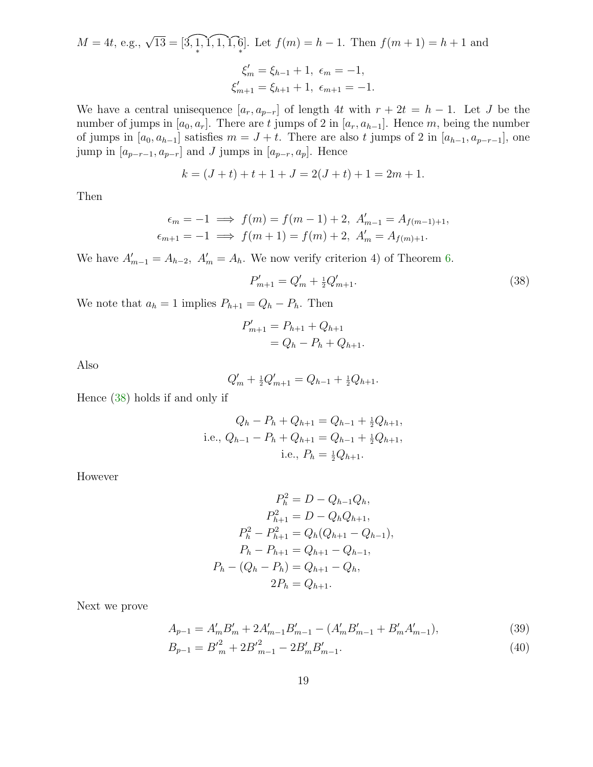$M = 4t$, e.g., $\sqrt{13} = [3, \underset{*}{\overset{\frown}{1}}, \overset{\frown}{1}, \overset{\frown}{1}, \overset{\frown}{1}, \underset{*}{6}]$. Let $f(m) = h - 1$. Then $f(m+1) = h+1$ and

$$\xi'_m = \xi_{h-1} + 1,\ \epsilon_m = -1,$$
$$\xi'_{m+1} = \xi_{h+1} + 1,\ \epsilon_{m+1} = -1.$$

We have a central unisequence $[a_r, a_{p-r}]$ of length $4t$ with $r + 2t = h - 1$. Let $J$ be the number of jumps in $[a_0, a_r]$. There are $t$ jumps of 2 in $[a_r, a_{h-1}]$. Hence $m$, being the number of jumps in $[a_0, a_{h-1}]$ satisfies $m = J + t$. There are also $t$ jumps of 2 in $[a_{h-1}, a_{p-r-1}]$, one jump in $[a_{p-r-1}, a_{p-r}]$ and $J$ jumps in $[a_{p-r}, a_p]$. Hence

$$k = (J + t) + t + 1 + J = 2(J + t) + 1 = 2m + 1.$$

Then

$$\epsilon_m = -1 \implies f(m) = f(m-1) + 2,\ A'_{m-1} = A_{f(m-1)+1},$$
$$\epsilon_{m+1} = -1 \implies f(m+1) = f(m) + 2,\ A'_m = A_{f(m)+1}.$$

We have $A'_{m-1} = A_{h-2},\ A'_m = A_h$. We now verify criterion 4) of Theorem 6.

$$P'_{m+1} = Q'_m + \tfrac{1}{2}Q'_{m+1}. \tag{38}$$

We note that $a_h = 1$ implies $P_{h+1} = Q_h - P_h$. Then

$$\begin{aligned} P'_{m+1} &= P_{h+1} + Q_{h+1} \\ &= Q_h - P_h + Q_{h+1}. \end{aligned}$$

Also

$$Q'_m + \tfrac{1}{2}Q'_{m+1} = Q_{h-1} + \tfrac{1}{2}Q_{h+1}.$$

Hence (38) holds if and only if

$$\begin{aligned} Q_h - P_h + Q_{h+1} &= Q_{h-1} + \tfrac{1}{2}Q_{h+1}, \\ \text{i.e., } Q_{h-1} - P_h + Q_{h+1} &= Q_{h-1} + \tfrac{1}{2}Q_{h+1}, \\ \text{i.e., } P_h &= \tfrac{1}{2}Q_{h+1}. \end{aligned}$$

However

$$\begin{aligned} P_h^2 &= D - Q_{h-1}Q_h, \\ P_{h+1}^2 &= D - Q_hQ_{h+1}, \\ P_h^2 - P_{h+1}^2 &= Q_h(Q_{h+1} - Q_{h-1}), \\ P_h - P_{h+1} &= Q_{h+1} - Q_{h-1}, \\ P_h - (Q_h - P_h) &= Q_{h+1} - Q_h, \\ 2P_h &= Q_{h+1}. \end{aligned}$$

Next we prove

$$A_{p-1} = A'_mB'_m + 2A'_{m-1}B'_{m-1} - (A'_mB'_{m-1} + B'_mA'_{m-1}), \tag{39}$$
$$B_{p-1} = {B'}_m^2 + 2{B'}_{m-1}^2 - 2B'_mB'_{m-1}. \tag{40}$$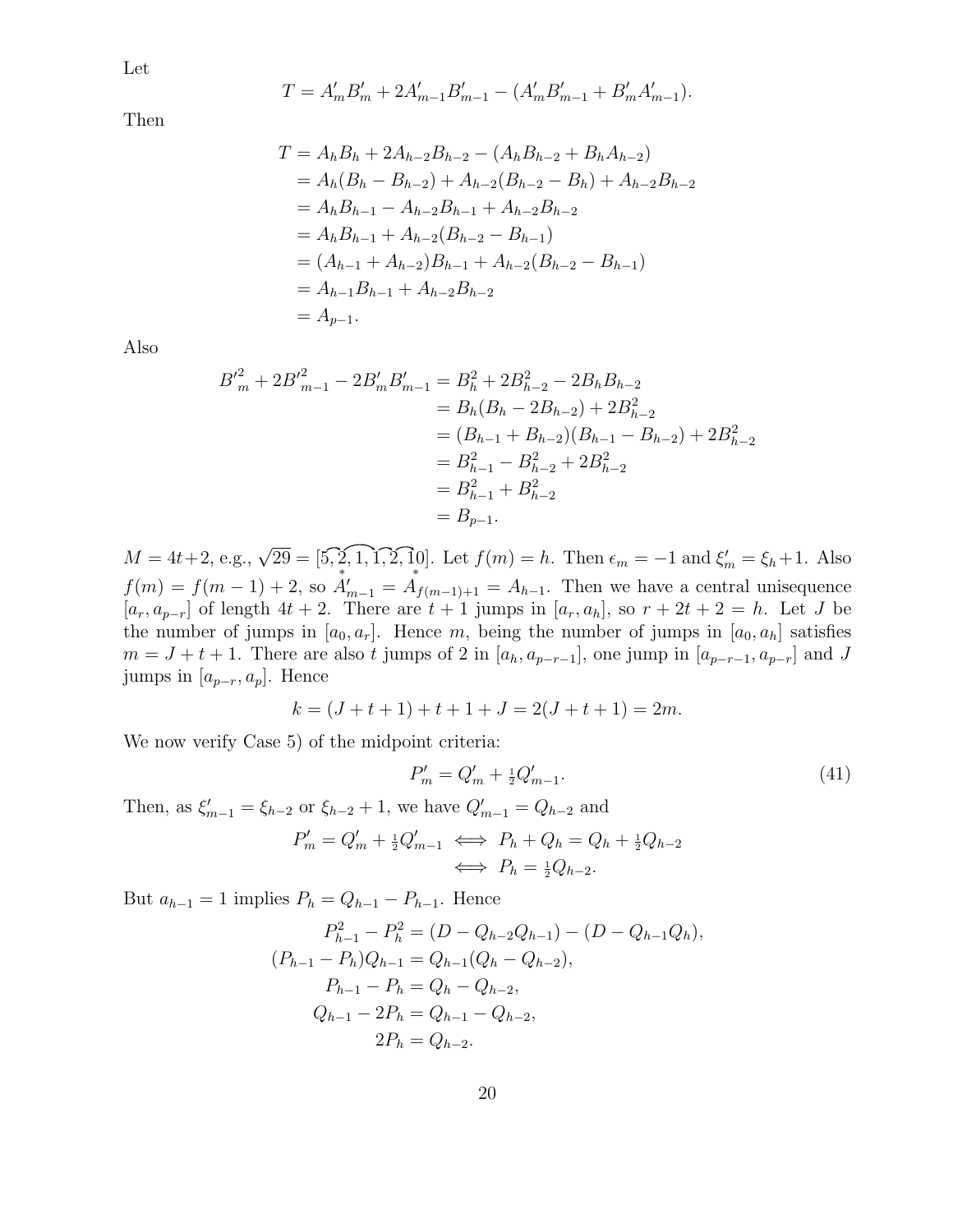Let

$$T = A'_m B'_m + 2A'_{m-1}B'_{m-1} - (A'_m B'_{m-1} + B'_m A'_{m-1}).$$

Then

$$\begin{aligned}
T &= A_h B_h + 2A_{h-2}B_{h-2} - (A_h B_{h-2} + B_h A_{h-2}) \\
&= A_h(B_h - B_{h-2}) + A_{h-2}(B_{h-2} - B_h) + A_{h-2}B_{h-2} \\
&= A_h B_{h-1} - A_{h-2}B_{h-1} + A_{h-2}B_{h-2} \\
&= A_h B_{h-1} + A_{h-2}(B_{h-2} - B_{h-1}) \\
&= (A_{h-1} + A_{h-2})B_{h-1} + A_{h-2}(B_{h-2} - B_{h-1}) \\
&= A_{h-1}B_{h-1} + A_{h-2}B_{h-2} \\
&= A_{p-1}.
\end{aligned}$$

Also

$$\begin{aligned}
{B'}^2_m + 2{B'}^2_{m-1} - 2B'_m B'_{m-1} &= B_h^2 + 2B_{h-2}^2 - 2B_h B_{h-2} \\
&= B_h(B_h - 2B_{h-2}) + 2B_{h-2}^2 \\
&= (B_{h-1} + B_{h-2})(B_{h-1} - B_{h-2}) + 2B_{h-2}^2 \\
&= B_{h-1}^2 - B_{h-2}^2 + 2B_{h-2}^2 \\
&= B_{h-1}^2 + B_{h-2}^2 \\
&= B_{p-1}.
\end{aligned}$$

$M = 4t+2$, e.g., $\sqrt{29} = [5, \overset{\frown}{\underset{*}{2}, 1}, \overset{\frown}{1, 2}, \overset{\frown}{\underset{*}{1}0}]$. Let $f(m) = h$. Then $\epsilon_m = -1$ and $\xi'_m = \xi_h + 1$. Also $f(m) = f(m-1) + 2$, so $A'_{m-1} = A_{f(m-1)+1} = A_{h-1}$. Then we have a central unisequence $[a_r, a_{p-r}]$ of length $4t+2$. There are $t+1$ jumps in $[a_r, a_h]$, so $r + 2t + 2 = h$. Let $J$ be the number of jumps in $[a_0, a_r]$. Hence $m$, being the number of jumps in $[a_0, a_h]$ satisfies $m = J + t + 1$. There are also $t$ jumps of 2 in $[a_h, a_{p-r-1}]$, one jump in $[a_{p-r-1}, a_{p-r}]$ and $J$ jumps in $[a_{p-r}, a_p]$. Hence

$$k = (J + t + 1) + t + 1 + J = 2(J + t + 1) = 2m.$$

We now verify Case 5) of the midpoint criteria:

$$P'_m = Q'_m + \tfrac{1}{2}Q'_{m-1}. \tag{41}$$

Then, as $\xi'_{m-1} = \xi_{h-2}$ or $\xi_{h-2} + 1$, we have $Q'_{m-1} = Q_{h-2}$ and

$$\begin{aligned}
P'_m = Q'_m + \tfrac{1}{2}Q'_{m-1} &\iff P_h + Q_h = Q_h + \tfrac{1}{2}Q_{h-2} \\
&\iff P_h = \tfrac{1}{2}Q_{h-2}.
\end{aligned}$$

But $a_{h-1} = 1$ implies $P_h = Q_{h-1} - P_{h-1}$. Hence

$$\begin{aligned}
P_{h-1}^2 - P_h^2 &= (D - Q_{h-2}Q_{h-1}) - (D - Q_{h-1}Q_h), \\
(P_{h-1} - P_h)Q_{h-1} &= Q_{h-1}(Q_h - Q_{h-2}), \\
P_{h-1} - P_h &= Q_h - Q_{h-2}, \\
Q_{h-1} - 2P_h &= Q_{h-1} - Q_{h-2}, \\
2P_h &= Q_{h-2}.
\end{aligned}$$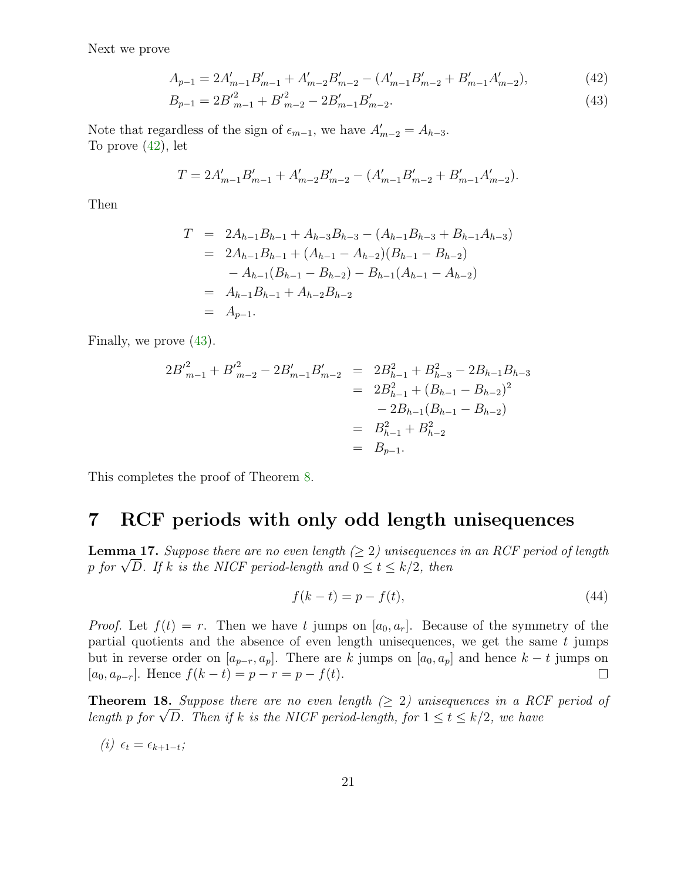Next we prove

$$A_{p-1} = 2A'_{m-1}B'_{m-1} + A'_{m-2}B'_{m-2} - (A'_{m-1}B'_{m-2} + B'_{m-1}A'_{m-2}), \tag{42}$$

$$B_{p-1} = 2{B'}^2_{m-1} + {B'}^2_{m-2} - 2B'_{m-1}B'_{m-2}. \tag{43}$$

Note that regardless of the sign of $\epsilon_{m-1}$, we have $A'_{m-2} = A_{h-3}$.
To prove (42), let

$$T = 2A'_{m-1}B'_{m-1} + A'_{m-2}B'_{m-2} - (A'_{m-1}B'_{m-2} + B'_{m-1}A'_{m-2}).$$

Then

$$\begin{aligned}
T &= 2A_{h-1}B_{h-1} + A_{h-3}B_{h-3} - (A_{h-1}B_{h-3} + B_{h-1}A_{h-3}) \\
&= 2A_{h-1}B_{h-1} + (A_{h-1} - A_{h-2})(B_{h-1} - B_{h-2}) \\
&\quad - A_{h-1}(B_{h-1} - B_{h-2}) - B_{h-1}(A_{h-1} - A_{h-2}) \\
&= A_{h-1}B_{h-1} + A_{h-2}B_{h-2} \\
&= A_{p-1}.
\end{aligned}$$

Finally, we prove (43).

$$\begin{aligned}
2{B'}^2_{m-1} + {B'}^2_{m-2} - 2B'_{m-1}B'_{m-2} &= 2B^2_{h-1} + B^2_{h-3} - 2B_{h-1}B_{h-3} \\
&= 2B^2_{h-1} + (B_{h-1} - B_{h-2})^2 \\
&\quad - 2B_{h-1}(B_{h-1} - B_{h-2}) \\
&= B^2_{h-1} + B^2_{h-2} \\
&= B_{p-1}.
\end{aligned}$$

This completes the proof of Theorem 8.

# 7 RCF periods with only odd length unisequences

**Lemma 17.** *Suppose there are no even length ($\geq 2$) unisequences in an RCF period of length $p$ for $\sqrt{D}$. If $k$ is the NICF period-length and $0 \leq t \leq k/2$, then*

$$f(k-t) = p - f(t), \tag{44}$$

*Proof.* Let $f(t) = r$. Then we have $t$ jumps on $[a_0, a_r]$. Because of the symmetry of the partial quotients and the absence of even length unisequences, we get the same $t$ jumps but in reverse order on $[a_{p-r}, a_p]$. There are $k$ jumps on $[a_0, a_p]$ and hence $k - t$ jumps on $[a_0, a_{p-r}]$. Hence $f(k-t) = p - r = p - f(t)$. □

**Theorem 18.** *Suppose there are no even length ($\geq 2$) unisequences in a RCF period of length $p$ for $\sqrt{D}$. Then if $k$ is the NICF period-length, for $1 \leq t \leq k/2$, we have*

*(i)* $\epsilon_t = \epsilon_{k+1-t}$*;*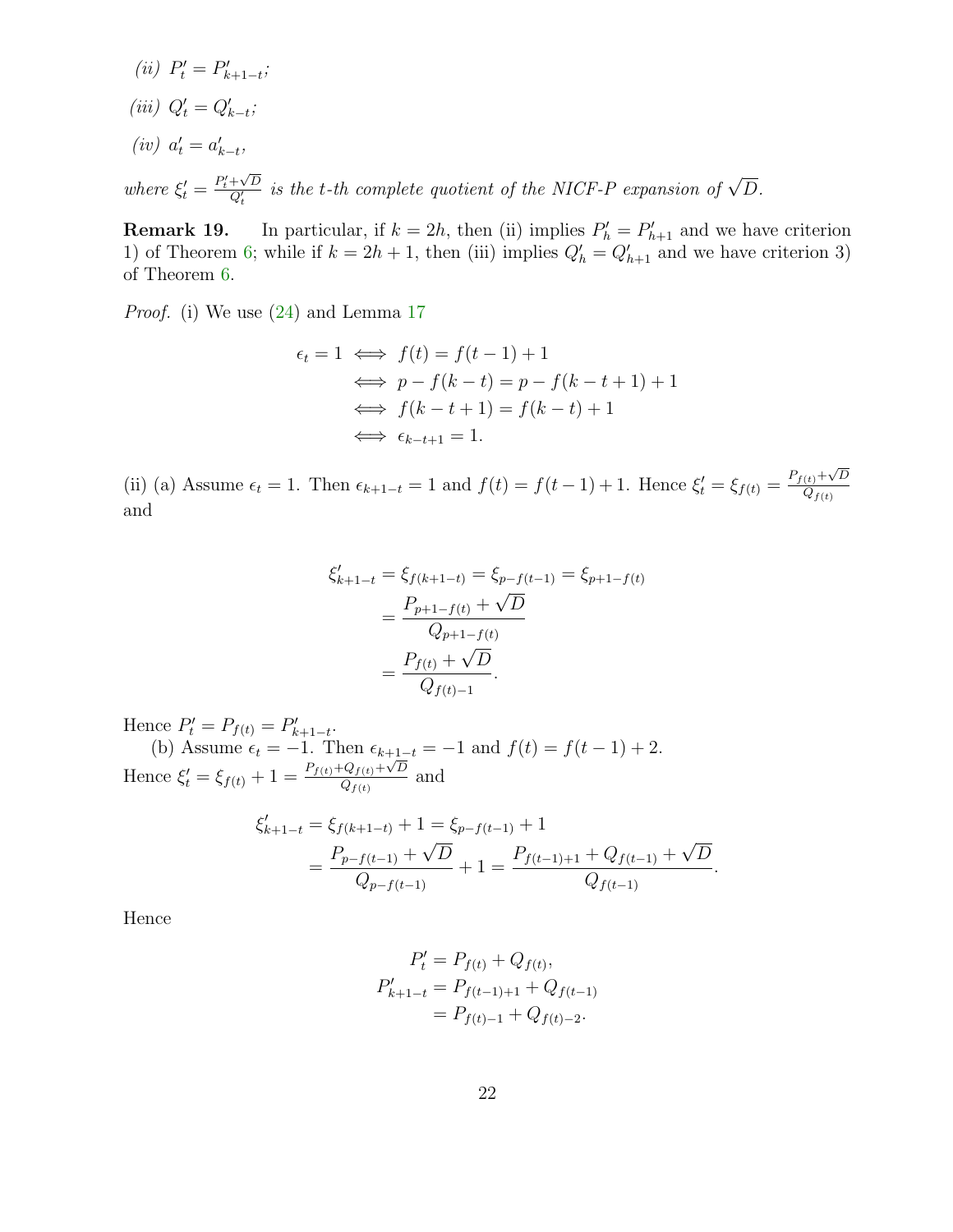*(ii)* $P'_t = P'_{k+1-t}$;

*(iii)* $Q'_t = Q'_{k-t}$;

*(iv)* $a'_t = a'_{k-t}$,

*where* $\xi'_t = \frac{P'_t + \sqrt{D}}{Q'_t}$ *is the t-th complete quotient of the NICF-P expansion of* $\sqrt{D}$.

**Remark 19.** In particular, if $k = 2h$, then (ii) implies $P'_h = P'_{h+1}$ and we have criterion 1) of Theorem 6; while if $k = 2h+1$, then (iii) implies $Q'_h = Q'_{h+1}$ and we have criterion 3) of Theorem 6.

*Proof.* (i) We use (24) and Lemma 17

$$
\begin{aligned}
\epsilon_t = 1 &\iff f(t) = f(t-1) + 1 \\
&\iff p - f(k-t) = p - f(k-t+1) + 1 \\
&\iff f(k-t+1) = f(k-t) + 1 \\
&\iff \epsilon_{k-t+1} = 1.
\end{aligned}
$$

(ii) (a) Assume $\epsilon_t = 1$. Then $\epsilon_{k+1-t} = 1$ and $f(t) = f(t-1)+1$. Hence $\xi'_t = \xi_{f(t)} = \frac{P_{f(t)} + \sqrt{D}}{Q_{f(t)}}$ and

$$
\begin{aligned}
\xi'_{k+1-t} = \xi_{f(k+1-t)} &= \xi_{p-f(t-1)} = \xi_{p+1-f(t)} \\
&= \frac{P_{p+1-f(t)} + \sqrt{D}}{Q_{p+1-f(t)}} \\
&= \frac{P_{f(t)} + \sqrt{D}}{Q_{f(t)-1}}.
\end{aligned}
$$

Hence $P'_t = P_{f(t)} = P'_{k+1-t}$.

(b) Assume $\epsilon_t = -1$. Then $\epsilon_{k+1-t} = -1$ and $f(t) = f(t-1)+2$. Hence $\xi'_t = \xi_{f(t)} + 1 = \frac{P_{f(t)} + Q_{f(t)} + \sqrt{D}}{Q_{f(t)}}$ and

$$
\begin{aligned}
\xi'_{k+1-t} &= \xi_{f(k+1-t)} + 1 = \xi_{p-f(t-1)} + 1 \\
&= \frac{P_{p-f(t-1)} + \sqrt{D}}{Q_{p-f(t-1)}} + 1 = \frac{P_{f(t-1)+1} + Q_{f(t-1)} + \sqrt{D}}{Q_{f(t-1)}}.
\end{aligned}
$$

Hence

$$
\begin{aligned}
P'_t &= P_{f(t)} + Q_{f(t)}, \\
P'_{k+1-t} &= P_{f(t-1)+1} + Q_{f(t-1)} \\
&= P_{f(t)-1} + Q_{f(t)-2}.
\end{aligned}
$$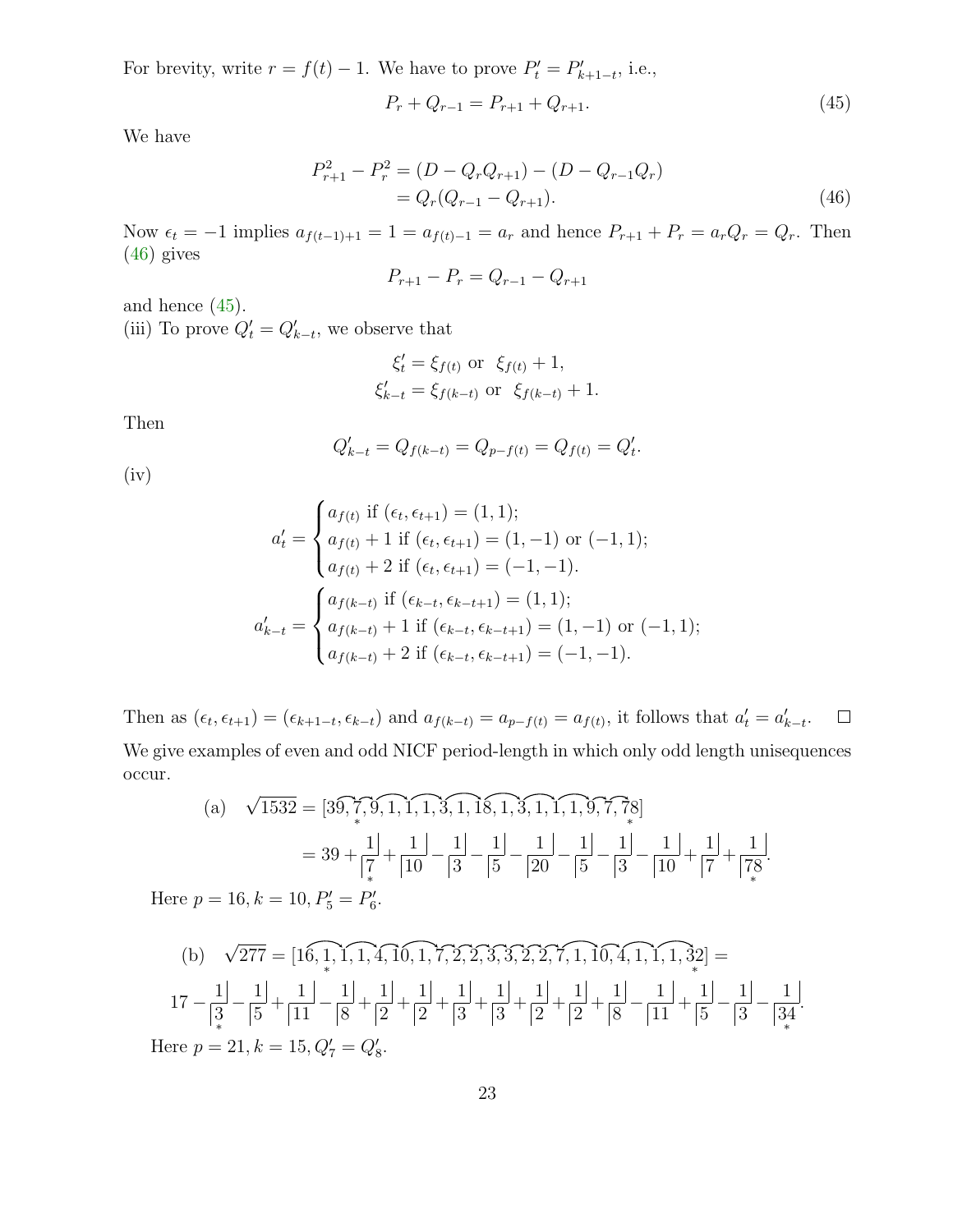For brevity, write $r = f(t) - 1$. We have to prove $P'_t = P'_{k+1-t}$, i.e.,

$$P_r + Q_{r-1} = P_{r+1} + Q_{r+1}. \tag{45}$$

We have

$$\begin{aligned} P_{r+1}^2 - P_r^2 &= (D - Q_r Q_{r+1}) - (D - Q_{r-1} Q_r) \\ &= Q_r (Q_{r-1} - Q_{r+1}). \end{aligned} \tag{46}$$

Now $\epsilon_t = -1$ implies $a_{f(t-1)+1} = 1 = a_{f(t)-1} = a_r$ and hence $P_{r+1} + P_r = a_r Q_r = Q_r$. Then (46) gives

$$P_{r+1} - P_r = Q_{r-1} - Q_{r+1}$$

and hence (45).

(iii) To prove $Q'_t = Q'_{k-t}$, we observe that

$$\xi'_t = \xi_{f(t)} \text{ or } \xi_{f(t)} + 1,$$
$$\xi'_{k-t} = \xi_{f(k-t)} \text{ or } \xi_{f(k-t)} + 1.$$

Then

$$Q'_{k-t} = Q_{f(k-t)} = Q_{p-f(t)} = Q_{f(t)} = Q'_t.$$

(iv)

$$a'_t = \begin{cases} a_{f(t)} \text{ if } (\epsilon_t, \epsilon_{t+1}) = (1, 1); \\ a_{f(t)} + 1 \text{ if } (\epsilon_t, \epsilon_{t+1}) = (1, -1) \text{ or } (-1, 1); \\ a_{f(t)} + 2 \text{ if } (\epsilon_t, \epsilon_{t+1}) = (-1, -1). \end{cases}$$

$$a'_{k-t} = \begin{cases} a_{f(k-t)} \text{ if } (\epsilon_{k-t}, \epsilon_{k-t+1}) = (1, 1); \\ a_{f(k-t)} + 1 \text{ if } (\epsilon_{k-t}, \epsilon_{k-t+1}) = (1, -1) \text{ or } (-1, 1); \\ a_{f(k-t)} + 2 \text{ if } (\epsilon_{k-t}, \epsilon_{k-t+1}) = (-1, -1). \end{cases}$$

Then as $(\epsilon_t, \epsilon_{t+1}) = (\epsilon_{k+1-t}, \epsilon_{k-t})$ and $a_{f(k-t)} = a_{p-f(t)} = a_{f(t)}$, it follows that $a'_t = a'_{k-t}$. □

We give examples of even and odd NICF period-length in which only odd length unisequences occur.

(a) $$\sqrt{1532} = [\overset{\frown}{39, \underset{*}{7}}, \overset{\frown}{7, 9}, \overset{\frown}{9, 1, 1}, \overset{\frown}{1, 1, 3}, \overset{\frown}{3, 1, 18}, \overset{\frown}{18, 1, 3}, \overset{\frown}{3, 1, 1}, \overset{\frown}{1, 1, 9}, \overset{\frown}{9, 7}, \overset{\frown}{7, \underset{*}{78}}]$$
$$= 39 + \frac{1|}{|\underset{*}{7}} + \frac{1|}{|10} - \frac{1|}{|3} - \frac{1|}{|5} - \frac{1|}{|20} - \frac{1|}{|5} - \frac{1|}{|3} - \frac{1|}{|10} + \frac{1|}{|7} + \frac{1|}{|\underset{*}{78}}.$$

Here $p = 16, k = 10, P'_5 = P'_6$.

(b) $$\sqrt{277} = [\overset{\frown}{16, \underset{*}{1}}, \overset{\frown}{1, 1, 4}, \overset{\frown}{4, 10}, \overset{\frown}{10, 1, 7}, \overset{\frown}{7, 2}, \overset{\frown}{2, 2}, \overset{\frown}{2, 3}, \overset{\frown}{3, 3}, \overset{\frown}{3, 2}, \overset{\frown}{2, 2}, \overset{\frown}{2, 7}, \overset{\frown}{7, 1, 10}, \overset{\frown}{10, 4}, \overset{\frown}{4, 1, 1}, \overset{\frown}{1, \underset{*}{32}}] =$$
$$17 - \frac{1|}{|\underset{*}{3}} - \frac{1|}{|5} + \frac{1|}{|11} - \frac{1|}{|8} + \frac{1|}{|2} + \frac{1|}{|2} + \frac{1|}{|3} + \frac{1|}{|3} + \frac{1|}{|2} + \frac{1|}{|2} + \frac{1|}{|8} - \frac{1|}{|11} + \frac{1|}{|5} - \frac{1|}{|3} - \frac{1|}{|\underset{*}{34}}.$$

Here $p = 21, k = 15, Q'_7 = Q'_8$.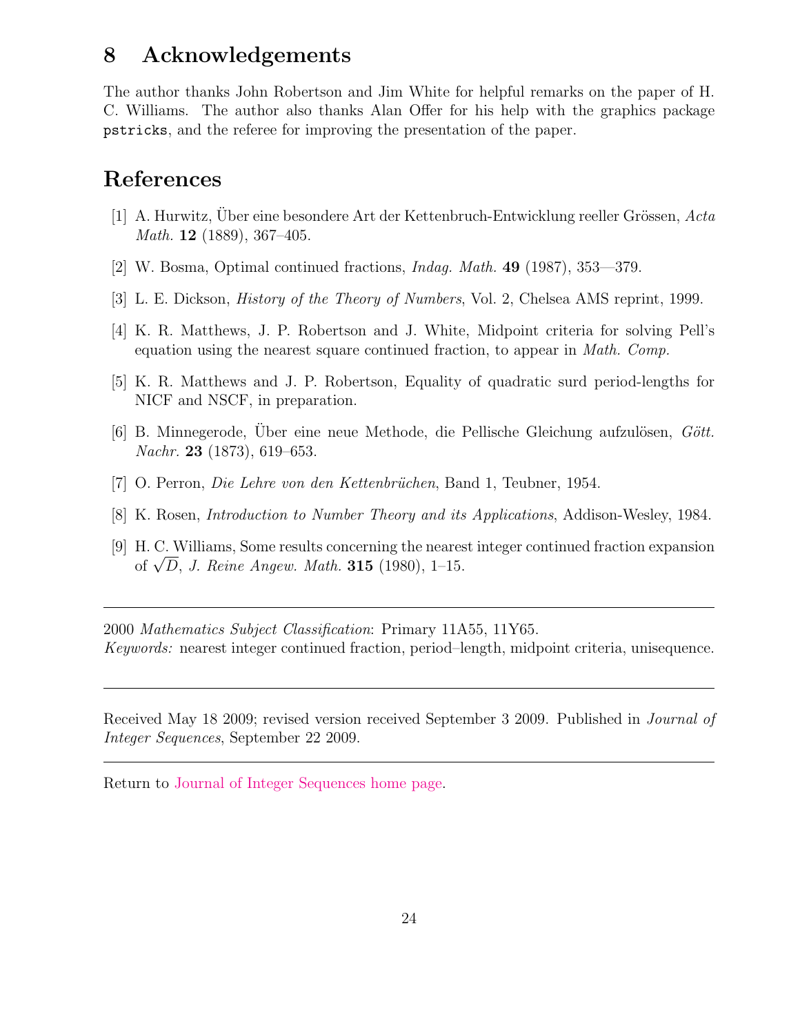## 8 Acknowledgements

The author thanks John Robertson and Jim White for helpful remarks on the paper of H. C. Williams. The author also thanks Alan Offer for his help with the graphics package `pstricks`, and the referee for improving the presentation of the paper.

## References

[1] A. Hurwitz, Über eine besondere Art der Kettenbruch-Entwicklung reeller Grössen, *Acta Math.* **12** (1889), 367–405.

[2] W. Bosma, Optimal continued fractions, *Indag. Math.* **49** (1987), 353—379.

[3] L. E. Dickson, *History of the Theory of Numbers*, Vol. 2, Chelsea AMS reprint, 1999.

[4] K. R. Matthews, J. P. Robertson and J. White, Midpoint criteria for solving Pell's equation using the nearest square continued fraction, to appear in *Math. Comp.*

[5] K. R. Matthews and J. P. Robertson, Equality of quadratic surd period-lengths for NICF and NSCF, in preparation.

[6] B. Minnegerode, Über eine neue Methode, die Pellische Gleichung aufzulösen, *Gött. Nachr.* **23** (1873), 619–653.

[7] O. Perron, *Die Lehre von den Kettenbrüchen*, Band 1, Teubner, 1954.

[8] K. Rosen, *Introduction to Number Theory and its Applications*, Addison-Wesley, 1984.

[9] H. C. Williams, Some results concerning the nearest integer continued fraction expansion of $\sqrt{D}$, *J. Reine Angew. Math.* **315** (1980), 1–15.

---

2000 *Mathematics Subject Classification*: Primary 11A55, 11Y65.
*Keywords:* nearest integer continued fraction, period–length, midpoint criteria, unisequence.

---

Received May 18 2009; revised version received September 3 2009. Published in *Journal of Integer Sequences*, September 22 2009.

---

Return to Journal of Integer Sequences home page.